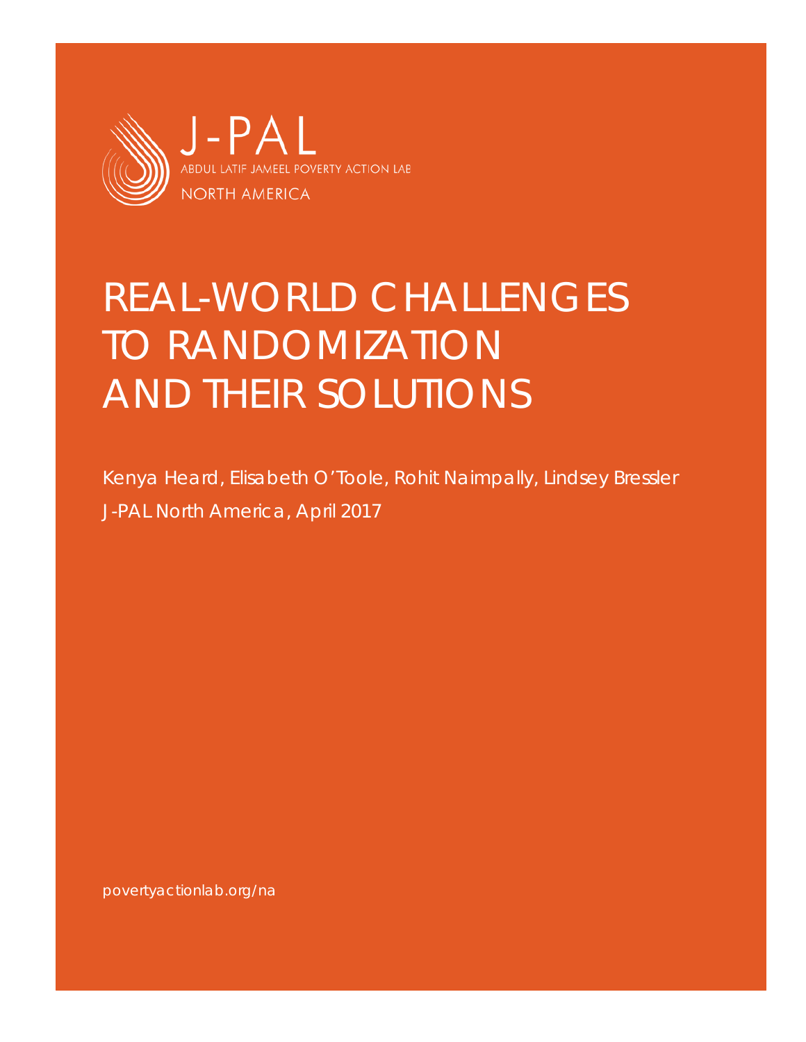J-PAL

ABDUL LATIF JAMEEL POVERTY ACTION LAB

NORTH AMERICA

# REAL-WORLD CHALLENGES TO RANDOMIZATION AND THEIR SOLUTIONS

Kenya Heard, Elisabeth O'Toole, Rohit Naimpally, Lindsey Bressler

J-PAL North America, April 2017

povertyactionlab.org/na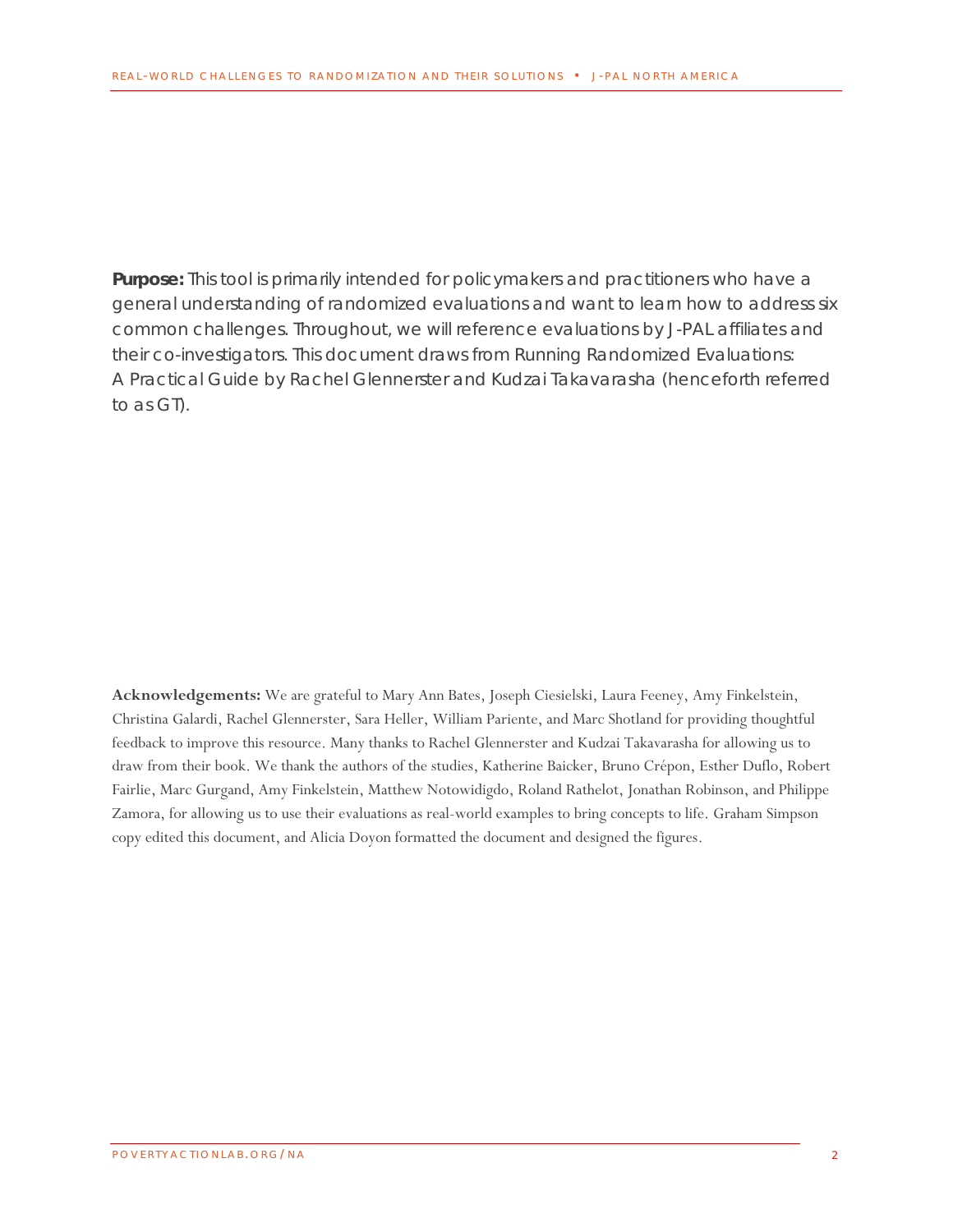**Purpose:** This tool is primarily intended for policymakers and practitioners who have a general understanding of randomized evaluations and want to learn how to address six common challenges. Throughout, we will reference evaluations by J-PAL affiliates and their co-investigators. This document draws from Running Randomized Evaluations: A Practical Guide by Rachel Glennerster and Kudzai Takavarasha (henceforth referred to as GT).

**Acknowledgements:** We are grateful to Mary Ann Bates, Joseph Ciesielski, Laura Feeney, Amy Finkelstein, Christina Galardi, Rachel Glennerster, Sara Heller, William Pariente, and Marc Shotland for providing thoughtful feedback to improve this resource. Many thanks to Rachel Glennerster and Kudzai Takavarasha for allowing us to draw from their book. We thank the authors of the studies, Katherine Baicker, Bruno Crépon, Esther Duflo, Robert Fairlie, Marc Gurgand, Amy Finkelstein, Matthew Notowidigdo, Roland Rathelot, Jonathan Robinson, and Philippe Zamora, for allowing us to use their evaluations as real-world examples to bring concepts to life. Graham Simpson copy edited this document, and Alicia Doyon formatted the document and designed the figures.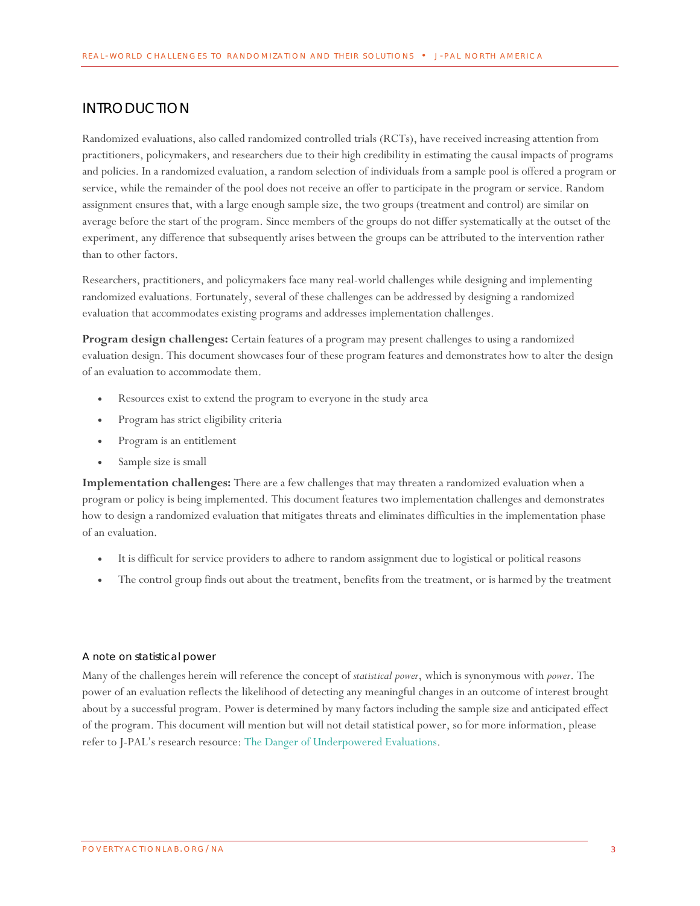## INTRODUCTION

Randomized evaluations, also called randomized controlled trials (RCTs), have received increasing attention from practitioners, policymakers, and researchers due to their high credibility in estimating the causal impacts of programs and policies. In a randomized evaluation, a random selection of individuals from a sample pool is offered a program or service, while the remainder of the pool does not receive an offer to participate in the program or service. Random assignment ensures that, with a large enough sample size, the two groups (treatment and control) are similar on average before the start of the program. Since members of the groups do not differ systematically at the outset of the experiment, any difference that subsequently arises between the groups can be attributed to the intervention rather than to other factors.

Researchers, practitioners, and policymakers face many real-world challenges while designing and implementing randomized evaluations. Fortunately, several of these challenges can be addressed by designing a randomized evaluation that accommodates existing programs and addresses implementation challenges.

**Program design challenges:** Certain features of a program may present challenges to using a randomized evaluation design. This document showcases four of these program features and demonstrates how to alter the design of an evaluation to accommodate them.

- Resources exist to extend the program to everyone in the study area
- Program has strict eligibility criteria
- Program is an entitlement
- Sample size is small

**Implementation challenges:** There are a few challenges that may threaten a randomized evaluation when a program or policy is being implemented. This document features two implementation challenges and demonstrates how to design a randomized evaluation that mitigates threats and eliminates difficulties in the implementation phase of an evaluation.

- It is difficult for service providers to adhere to random assignment due to logistical or political reasons
- The control group finds out about the treatment, benefits from the treatment, or is harmed by the treatment

### A note on statistical power

Many of the challenges herein will reference the concept of *statistical power*, which is synonymous with *power*. The power of an evaluation reflects the likelihood of detecting any meaningful changes in an outcome of interest brought about by a successful program. Power is determined by many factors including the sample size and anticipated effect of the program. This document will mention but will not detail statistical power, so for more information, please refer to J-PAL's research resource: The Danger of Underpowered Evaluations.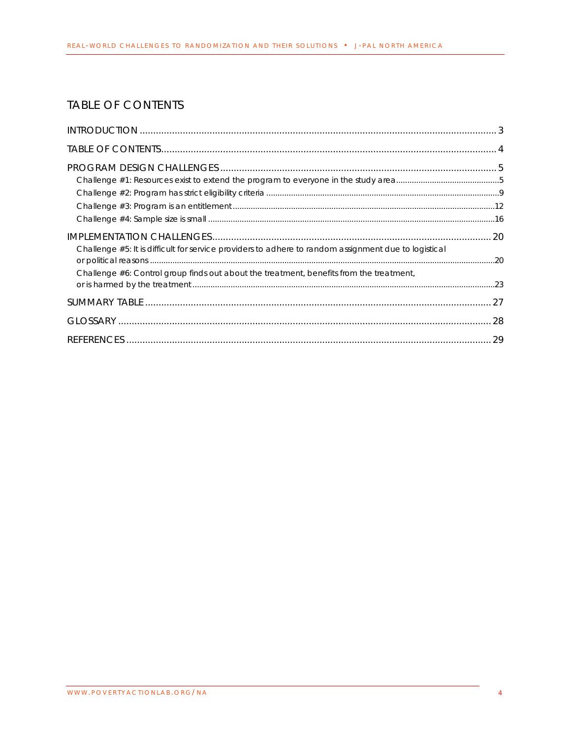# TABLE OF CONTENTS

INTRODUCTION .......... 3

TABLE OF CONTENTS .......... 4

PROGRAM DESIGN CHALLENGES .......... 5

- Challenge #1: Resources exist to extend the program to everyone in the study area .......... 5
- Challenge #2: Program has strict eligibility criteria .......... 9
- Challenge #3: Program is an entitlement .......... 12
- Challenge #4: Sample size is small .......... 16

IMPLEMENTATION CHALLENGES .......... 20

- Challenge #5: It is difficult for service providers to adhere to random assignment due to logistical or political reasons .......... 20
- Challenge #6: Control group finds out about the treatment, benefits from the treatment, or is harmed by the treatment .......... 23

SUMMARY TABLE .......... 27

GLOSSARY .......... 28

REFERENCES .......... 29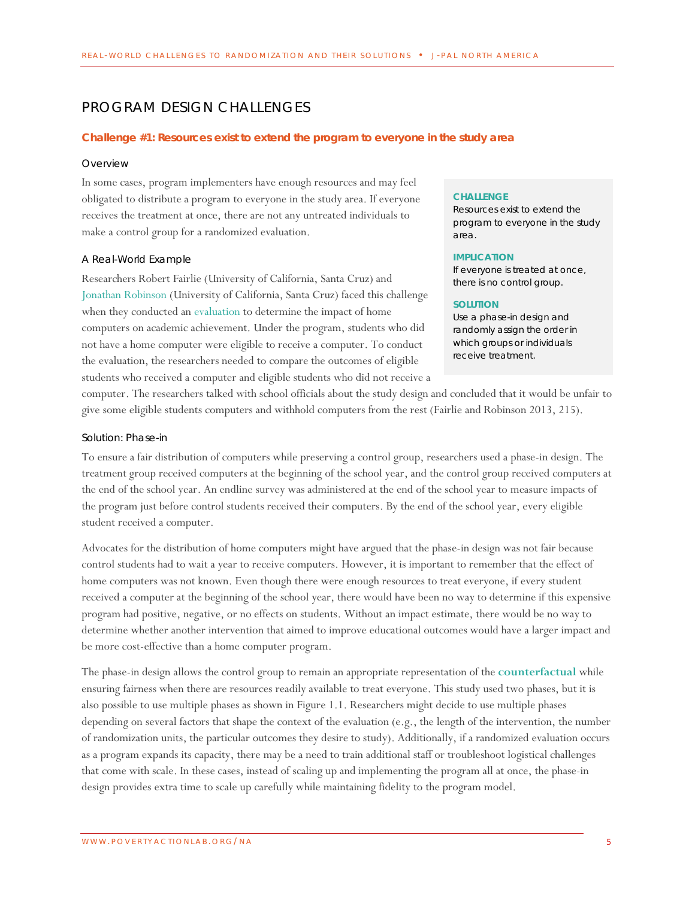# PROGRAM DESIGN CHALLENGES

## Challenge #1: Resources exist to extend the program to everyone in the study area

### Overview

In some cases, program implementers have enough resources and may feel obligated to distribute a program to everyone in the study area. If everyone receives the treatment at once, there are not any untreated individuals to make a control group for a randomized evaluation.

> **CHALLENGE**
> Resources exist to extend the program to everyone in the study area.
>
> **IMPLICATION**
> If everyone is treated at once, there is no control group.
>
> **SOLUTION**
> Use a phase-in design and randomly assign the order in which groups or individuals receive treatment.

### A Real-World Example

Researchers Robert Fairlie (University of California, Santa Cruz) and Jonathan Robinson (University of California, Santa Cruz) faced this challenge when they conducted an evaluation to determine the impact of home computers on academic achievement. Under the program, students who did not have a home computer were eligible to receive a computer. To conduct the evaluation, the researchers needed to compare the outcomes of eligible students who received a computer and eligible students who did not receive a computer. The researchers talked with school officials about the study design and concluded that it would be unfair to give some eligible students computers and withhold computers from the rest (Fairlie and Robinson 2013, 215).

### Solution: Phase-in

To ensure a fair distribution of computers while preserving a control group, researchers used a phase-in design. The treatment group received computers at the beginning of the school year, and the control group received computers at the end of the school year. An endline survey was administered at the end of the school year to measure impacts of the program just before control students received their computers. By the end of the school year, every eligible student received a computer.

Advocates for the distribution of home computers might have argued that the phase-in design was not fair because control students had to wait a year to receive computers. However, it is important to remember that the effect of home computers was not known. Even though there were enough resources to treat everyone, if every student received a computer at the beginning of the school year, there would have been no way to determine if this expensive program had positive, negative, or no effects on students. Without an impact estimate, there would be no way to determine whether another intervention that aimed to improve educational outcomes would have a larger impact and be more cost-effective than a home computer program.

The phase-in design allows the control group to remain an appropriate representation of the **counterfactual** while ensuring fairness when there are resources readily available to treat everyone. This study used two phases, but it is also possible to use multiple phases as shown in Figure 1.1. Researchers might decide to use multiple phases depending on several factors that shape the context of the evaluation (e.g., the length of the intervention, the number of randomization units, the particular outcomes they desire to study). Additionally, if a randomized evaluation occurs as a program expands its capacity, there may be a need to train additional staff or troubleshoot logistical challenges that come with scale. In these cases, instead of scaling up and implementing the program all at once, the phase-in design provides extra time to scale up carefully while maintaining fidelity to the program model.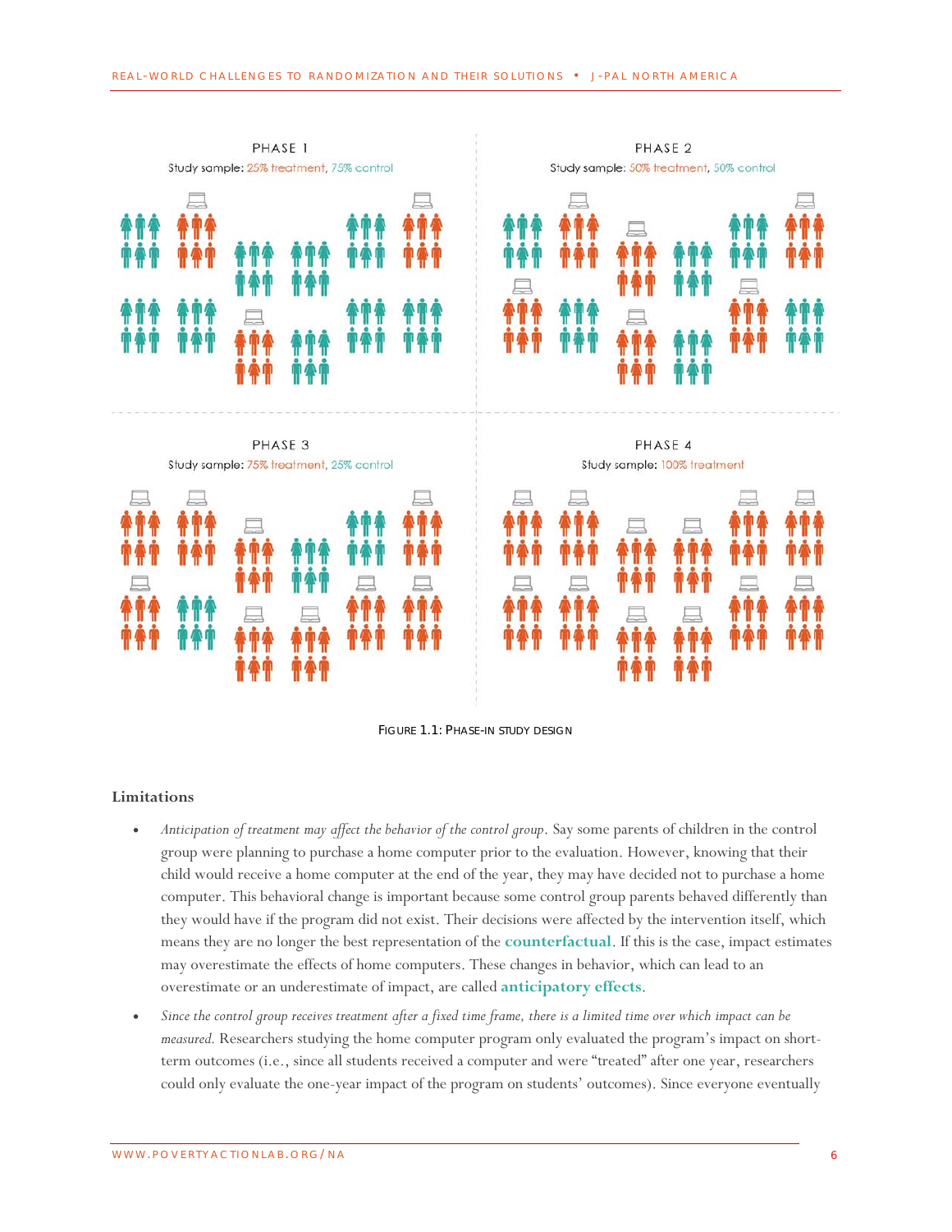PHASE 1

Study sample: 25% treatment, 75% control

PHASE 2

Study sample: 50% treatment, 50% control

PHASE 3

Study sample: 75% treatment, 25% control

PHASE 4

Study sample: 100% treatment

FIGURE 1.1: PHASE-IN STUDY DESIGN

**Limitations**

- *Anticipation of treatment may affect the behavior of the control group*. Say some parents of children in the control group were planning to purchase a home computer prior to the evaluation. However, knowing that their child would receive a home computer at the end of the year, they may have decided not to purchase a home computer. This behavioral change is important because some control group parents behaved differently than they would have if the program did not exist. Their decisions were affected by the intervention itself, which means they are no longer the best representation of the **counterfactual**. If this is the case, impact estimates may overestimate the effects of home computers. These changes in behavior, which can lead to an overestimate or an underestimate of impact, are called **anticipatory effects**.
- *Since the control group receives treatment after a fixed time frame, there is a limited time over which impact can be measured.* Researchers studying the home computer program only evaluated the program's impact on short-term outcomes (i.e., since all students received a computer and were "treated" after one year, researchers could only evaluate the one-year impact of the program on students' outcomes). Since everyone eventually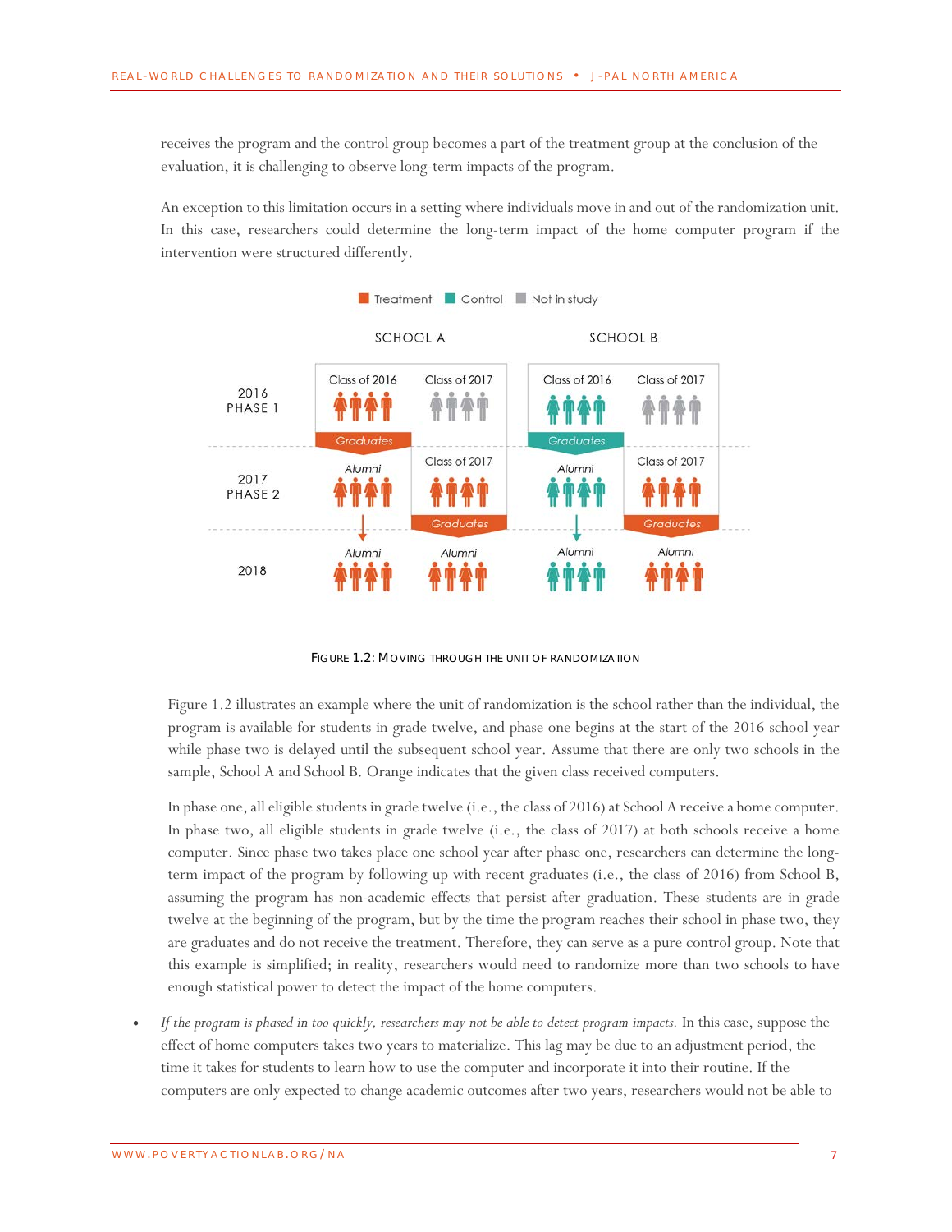receives the program and the control group becomes a part of the treatment group at the conclusion of the evaluation, it is challenging to observe long-term impacts of the program.

An exception to this limitation occurs in a setting where individuals move in and out of the randomization unit. In this case, researchers could determine the long-term impact of the home computer program if the intervention were structured differently.

Treatment Control Not in study

| | SCHOOL A | | SCHOOL B | |
|---|---|---|---|---|
| 2016 PHASE 1 | Class of 2016 (Treatment) — Graduates | Class of 2017 (Not in study) | Class of 2016 (Control) — Graduates | Class of 2017 (Not in study) |
| 2017 PHASE 2 | Alumni (Treatment) | Class of 2017 (Treatment) — Graduates | Alumni (Control) | Class of 2017 (Treatment) — Graduates |
| 2018 | Alumni (Treatment) | Alumni (Treatment) | Alumni (Control) | Alumni (Treatment) |

FIGURE 1.2: MOVING THROUGH THE UNIT OF RANDOMIZATION

Figure 1.2 illustrates an example where the unit of randomization is the school rather than the individual, the program is available for students in grade twelve, and phase one begins at the start of the 2016 school year while phase two is delayed until the subsequent school year. Assume that there are only two schools in the sample, School A and School B. Orange indicates that the given class received computers.

In phase one, all eligible students in grade twelve (i.e., the class of 2016) at School A receive a home computer. In phase two, all eligible students in grade twelve (i.e., the class of 2017) at both schools receive a home computer. Since phase two takes place one school year after phase one, researchers can determine the long-term impact of the program by following up with recent graduates (i.e., the class of 2016) from School B, assuming the program has non-academic effects that persist after graduation. These students are in grade twelve at the beginning of the program, but by the time the program reaches their school in phase two, they are graduates and do not receive the treatment. Therefore, they can serve as a pure control group. Note that this example is simplified; in reality, researchers would need to randomize more than two schools to have enough statistical power to detect the impact of the home computers.

- *If the program is phased in too quickly, researchers may not be able to detect program impacts.* In this case, suppose the effect of home computers takes two years to materialize. This lag may be due to an adjustment period, the time it takes for students to learn how to use the computer and incorporate it into their routine. If the computers are only expected to change academic outcomes after two years, researchers would not be able to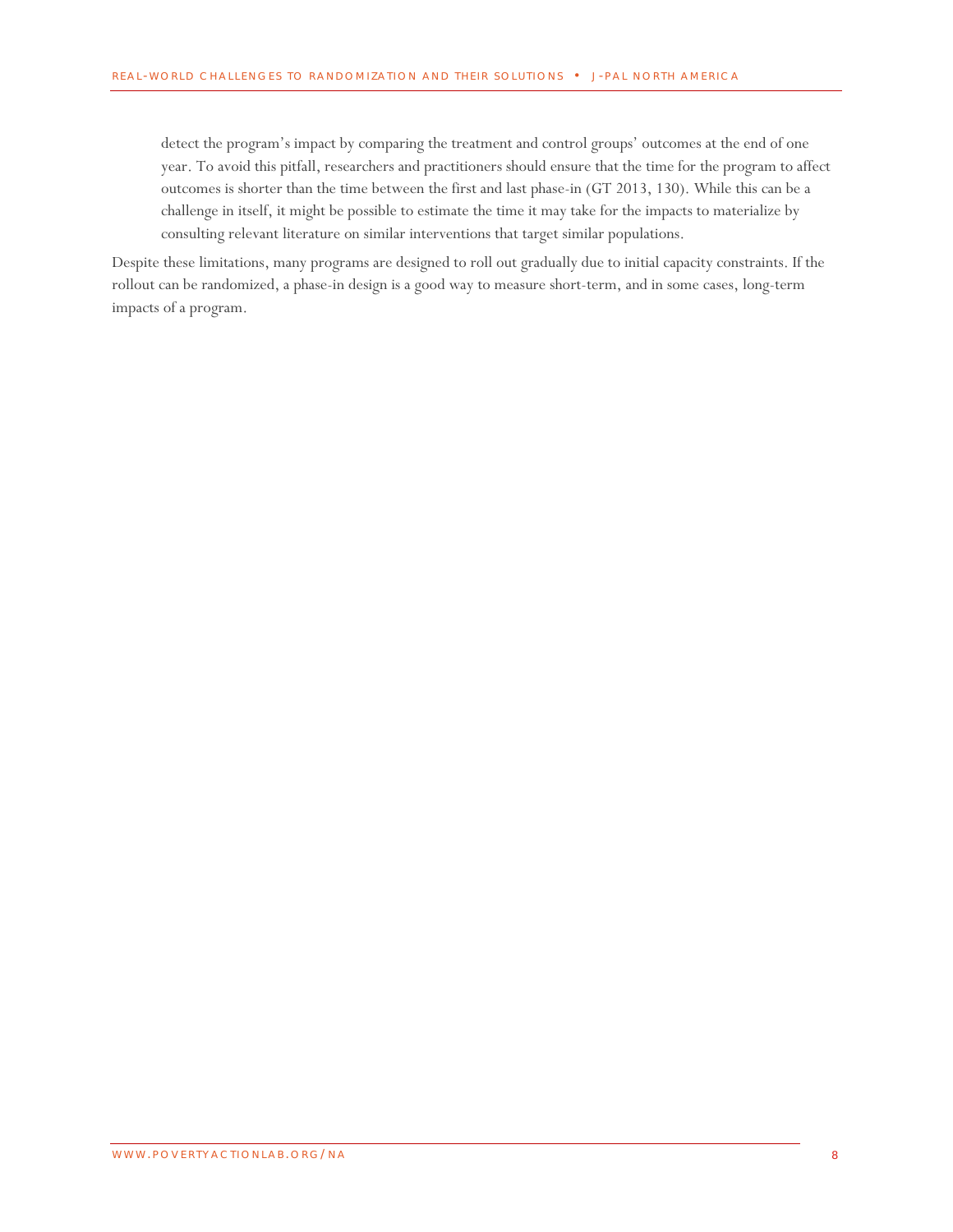detect the program's impact by comparing the treatment and control groups' outcomes at the end of one year. To avoid this pitfall, researchers and practitioners should ensure that the time for the program to affect outcomes is shorter than the time between the first and last phase-in (GT 2013, 130). While this can be a challenge in itself, it might be possible to estimate the time it may take for the impacts to materialize by consulting relevant literature on similar interventions that target similar populations.

Despite these limitations, many programs are designed to roll out gradually due to initial capacity constraints. If the rollout can be randomized, a phase-in design is a good way to measure short-term, and in some cases, long-term impacts of a program.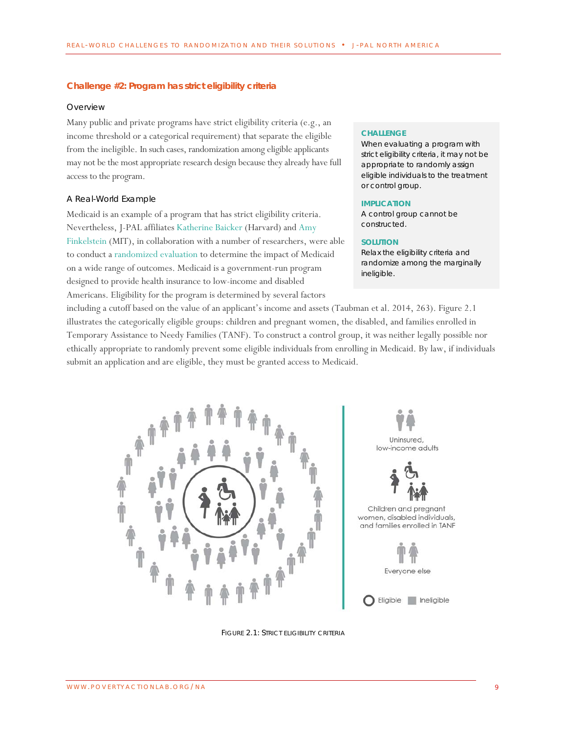## Challenge #2: Program has strict eligibility criteria

### Overview

Many public and private programs have strict eligibility criteria (e.g., an income threshold or a categorical requirement) that separate the eligible from the ineligible. In such cases, randomization among eligible applicants may not be the most appropriate research design because they already have full access to the program.

> **CHALLENGE**
> When evaluating a program with strict eligibility criteria, it may not be appropriate to randomly assign eligible individuals to the treatment or control group.
>
> **IMPLICATION**
> A control group cannot be constructed.
>
> **SOLUTION**
> Relax the eligibility criteria and randomize among the marginally ineligible.

### A Real-World Example

Medicaid is an example of a program that has strict eligibility criteria. Nevertheless, J-PAL affiliates Katherine Baicker (Harvard) and Amy Finkelstein (MIT), in collaboration with a number of researchers, were able to conduct a randomized evaluation to determine the impact of Medicaid on a wide range of outcomes. Medicaid is a government-run program designed to provide health insurance to low-income and disabled Americans. Eligibility for the program is determined by several factors including a cutoff based on the value of an applicant's income and assets (Taubman et al. 2014, 263). Figure 2.1 illustrates the categorically eligible groups: children and pregnant women, the disabled, and families enrolled in Temporary Assistance to Needy Families (TANF). To construct a control group, it was neither legally possible nor ethically appropriate to randomly prevent some eligible individuals from enrolling in Medicaid. By law, if individuals submit an application and are eligible, they must be granted access to Medicaid.

Uninsured, low-income adults

Children and pregnant women, disabled individuals, and families enrolled in TANF

Everyone else

Eligible  Ineligible

FIGURE 2.1: STRICT ELIGIBILITY CRITERIA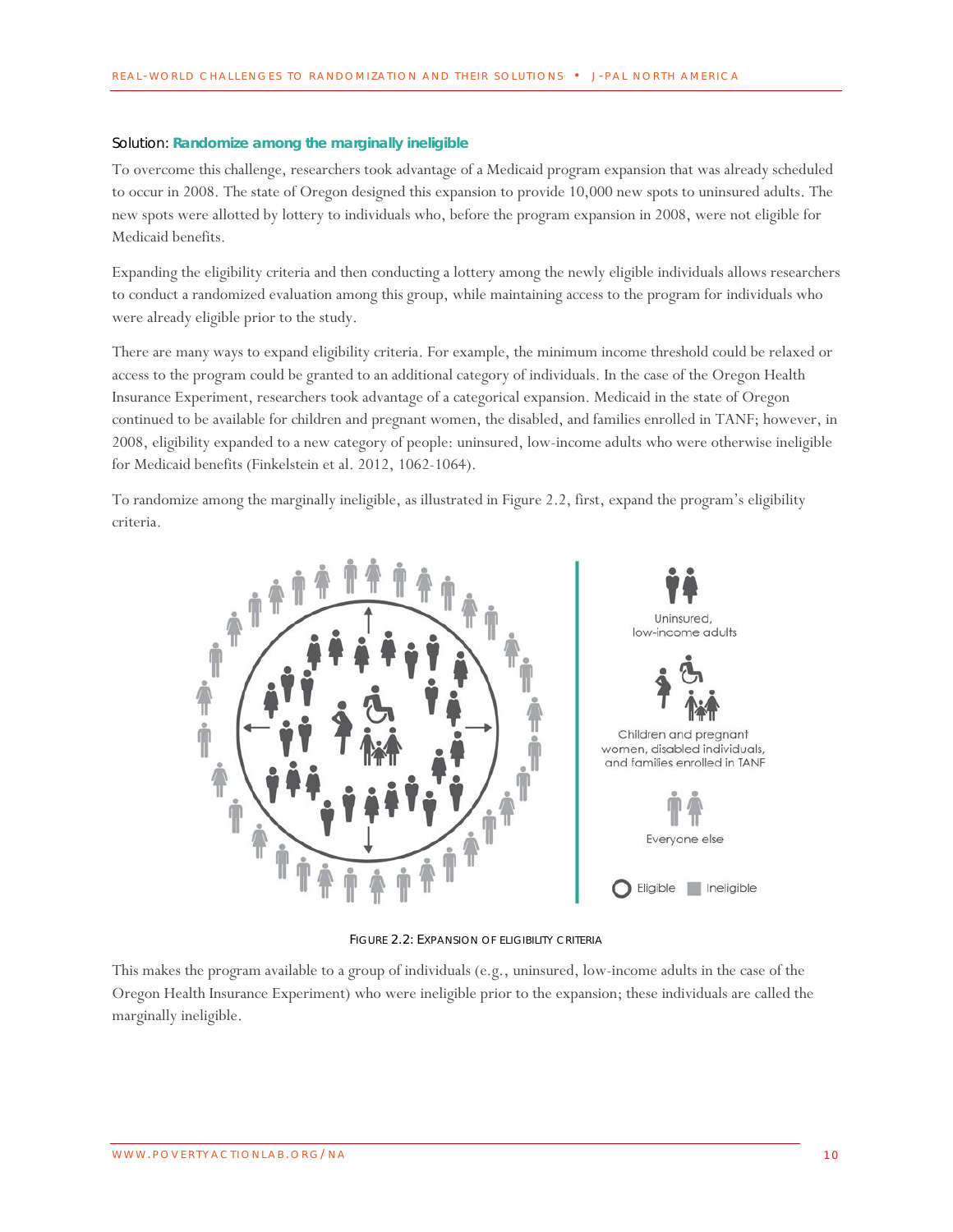Solution: **Randomize among the marginally ineligible**

To overcome this challenge, researchers took advantage of a Medicaid program expansion that was already scheduled to occur in 2008. The state of Oregon designed this expansion to provide 10,000 new spots to uninsured adults. The new spots were allotted by lottery to individuals who, before the program expansion in 2008, were not eligible for Medicaid benefits.

Expanding the eligibility criteria and then conducting a lottery among the newly eligible individuals allows researchers to conduct a randomized evaluation among this group, while maintaining access to the program for individuals who were already eligible prior to the study.

There are many ways to expand eligibility criteria. For example, the minimum income threshold could be relaxed or access to the program could be granted to an additional category of individuals. In the case of the Oregon Health Insurance Experiment, researchers took advantage of a categorical expansion. Medicaid in the state of Oregon continued to be available for children and pregnant women, the disabled, and families enrolled in TANF; however, in 2008, eligibility expanded to a new category of people: uninsured, low-income adults who were otherwise ineligible for Medicaid benefits (Finkelstein et al. 2012, 1062-1064).

To randomize among the marginally ineligible, as illustrated in Figure 2.2, first, expand the program's eligibility criteria.

FIGURE 2.2: EXPANSION OF ELIGIBILITY CRITERIA

This makes the program available to a group of individuals (e.g., uninsured, low-income adults in the case of the Oregon Health Insurance Experiment) who were ineligible prior to the expansion; these individuals are called the marginally ineligible.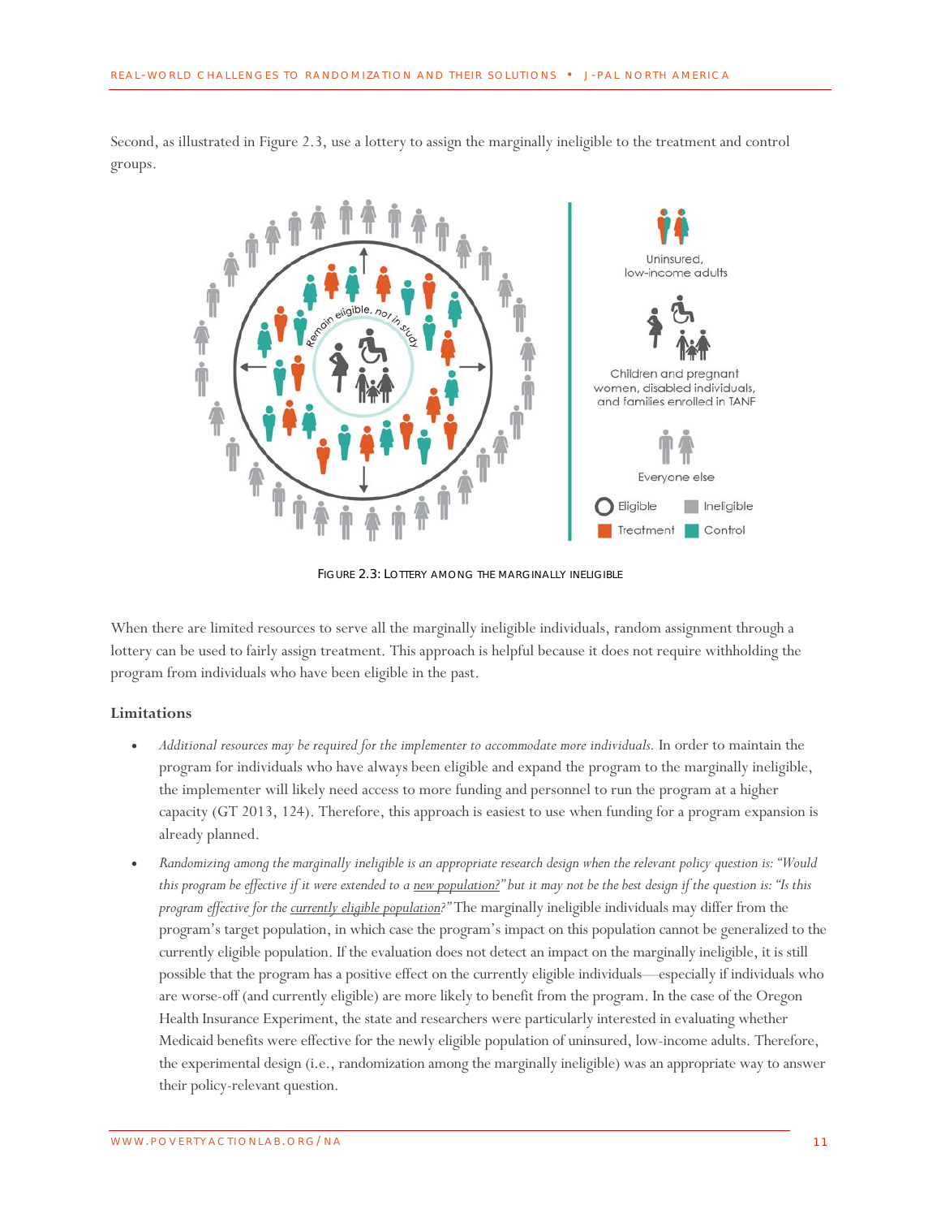Second, as illustrated in Figure 2.3, use a lottery to assign the marginally ineligible to the treatment and control groups.

FIGURE 2.3: LOTTERY AMONG THE MARGINALLY INELIGIBLE

When there are limited resources to serve all the marginally ineligible individuals, random assignment through a lottery can be used to fairly assign treatment. This approach is helpful because it does not require withholding the program from individuals who have been eligible in the past.

**Limitations**

- *Additional resources may be required for the implementer to accommodate more individuals.* In order to maintain the program for individuals who have always been eligible and expand the program to the marginally ineligible, the implementer will likely need access to more funding and personnel to run the program at a higher capacity (GT 2013, 124). Therefore, this approach is easiest to use when funding for a program expansion is already planned.
- *Randomizing among the marginally ineligible is an appropriate research design when the relevant policy question is: "Would this program be effective if it were extended to a new population?" but it may not be the best design if the question is: "Is this program effective for the currently eligible population?"* The marginally ineligible individuals may differ from the program's target population, in which case the program's impact on this population cannot be generalized to the currently eligible population. If the evaluation does not detect an impact on the marginally ineligible, it is still possible that the program has a positive effect on the currently eligible individuals—especially if individuals who are worse-off (and currently eligible) are more likely to benefit from the program. In the case of the Oregon Health Insurance Experiment, the state and researchers were particularly interested in evaluating whether Medicaid benefits were effective for the newly eligible population of uninsured, low-income adults. Therefore, the experimental design (i.e., randomization among the marginally ineligible) was an appropriate way to answer their policy-relevant question.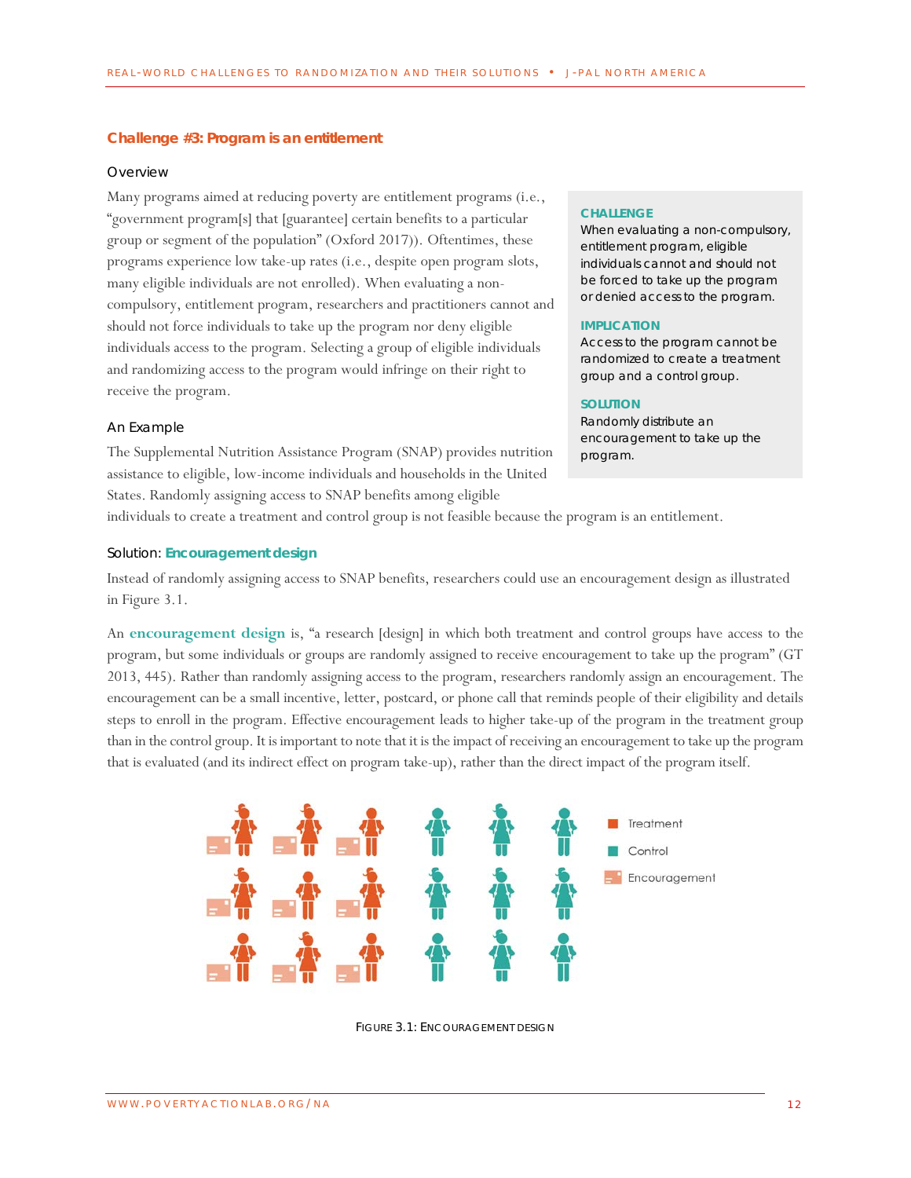## Challenge #3: Program is an entitlement

### Overview

Many programs aimed at reducing poverty are entitlement programs (i.e., "government program[s] that [guarantee] certain benefits to a particular group or segment of the population" (Oxford 2017)). Oftentimes, these programs experience low take-up rates (i.e., despite open program slots, many eligible individuals are not enrolled). When evaluating a non-compulsory, entitlement program, researchers and practitioners cannot and should not force individuals to take up the program nor deny eligible individuals access to the program. Selecting a group of eligible individuals and randomizing access to the program would infringe on their right to receive the program.

> **CHALLENGE**
> When evaluating a non-compulsory, entitlement program, eligible individuals cannot and should not be forced to take up the program or denied access to the program.
>
> **IMPLICATION**
> Access to the program cannot be randomized to create a treatment group and a control group.
>
> **SOLUTION**
> Randomly distribute an encouragement to take up the program.

### An Example

The Supplemental Nutrition Assistance Program (SNAP) provides nutrition assistance to eligible, low-income individuals and households in the United States. Randomly assigning access to SNAP benefits among eligible individuals to create a treatment and control group is not feasible because the program is an entitlement.

### Solution: Encouragement design

Instead of randomly assigning access to SNAP benefits, researchers could use an encouragement design as illustrated in Figure 3.1.

An **encouragement design** is, "a research [design] in which both treatment and control groups have access to the program, but some individuals or groups are randomly assigned to receive encouragement to take up the program" (GT 2013, 445). Rather than randomly assigning access to the program, researchers randomly assign an encouragement. The encouragement can be a small incentive, letter, postcard, or phone call that reminds people of their eligibility and details steps to enroll in the program. Effective encouragement leads to higher take-up of the program in the treatment group than in the control group. It is important to note that it is the impact of receiving an encouragement to take up the program that is evaluated (and its indirect effect on program take-up), rather than the direct impact of the program itself.

FIGURE 3.1: ENCOURAGEMENT DESIGN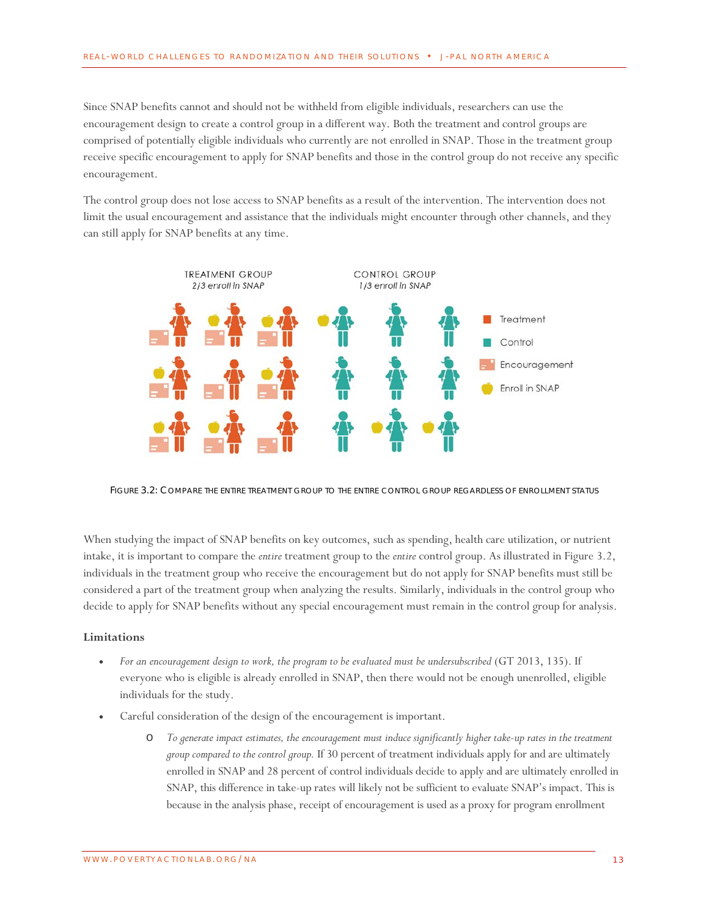Since SNAP benefits cannot and should not be withheld from eligible individuals, researchers can use the encouragement design to create a control group in a different way. Both the treatment and control groups are comprised of potentially eligible individuals who currently are not enrolled in SNAP. Those in the treatment group receive specific encouragement to apply for SNAP benefits and those in the control group do not receive any specific encouragement.

The control group does not lose access to SNAP benefits as a result of the intervention. The intervention does not limit the usual encouragement and assistance that the individuals might encounter through other channels, and they can still apply for SNAP benefits at any time.

TREATMENT GROUP
2/3 enroll in SNAP

CONTROL GROUP
1/3 enroll in SNAP

Treatment
Control
Encouragement
Enroll in SNAP

FIGURE 3.2: COMPARE THE ENTIRE TREATMENT GROUP TO THE ENTIRE CONTROL GROUP REGARDLESS OF ENROLLMENT STATUS

When studying the impact of SNAP benefits on key outcomes, such as spending, health care utilization, or nutrient intake, it is important to compare the *entire* treatment group to the *entire* control group. As illustrated in Figure 3.2, individuals in the treatment group who receive the encouragement but do not apply for SNAP benefits must still be considered a part of the treatment group when analyzing the results. Similarly, individuals in the control group who decide to apply for SNAP benefits without any special encouragement must remain in the control group for analysis.

**Limitations**

- *For an encouragement design to work, the program to be evaluated must be undersubscribed* (GT 2013, 135). If everyone who is eligible is already enrolled in SNAP, then there would not be enough unenrolled, eligible individuals for the study.
- Careful consideration of the design of the encouragement is important.
  - *To generate impact estimates, the encouragement must induce significantly higher take-up rates in the treatment group compared to the control group.* If 30 percent of treatment individuals apply for and are ultimately enrolled in SNAP and 28 percent of control individuals decide to apply and are ultimately enrolled in SNAP, this difference in take-up rates will likely not be sufficient to evaluate SNAP's impact. This is because in the analysis phase, receipt of encouragement is used as a proxy for program enrollment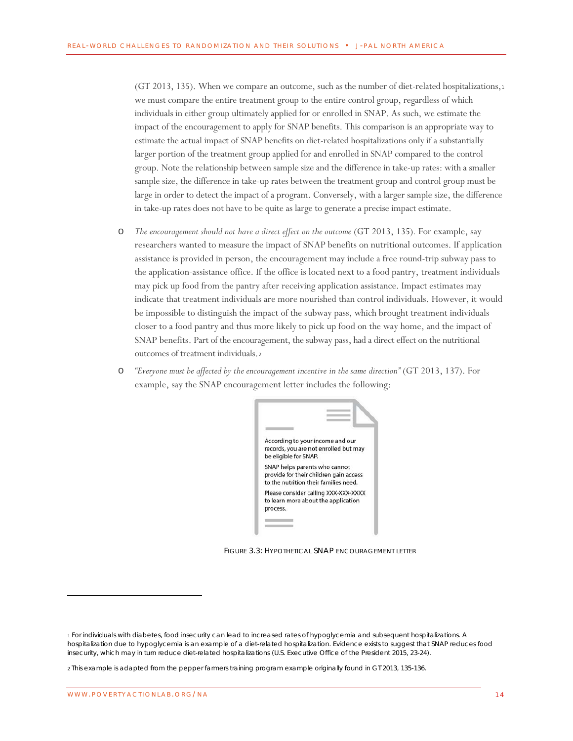(GT 2013, 135). When we compare an outcome, such as the number of diet-related hospitalizations,[1] we must compare the entire treatment group to the entire control group, regardless of which individuals in either group ultimately applied for or enrolled in SNAP. As such, we estimate the impact of the encouragement to apply for SNAP benefits. This comparison is an appropriate way to estimate the actual impact of SNAP benefits on diet-related hospitalizations only if a substantially larger portion of the treatment group applied for and enrolled in SNAP compared to the control group. Note the relationship between sample size and the difference in take-up rates: with a smaller sample size, the difference in take-up rates between the treatment group and control group must be large in order to detect the impact of a program. Conversely, with a larger sample size, the difference in take-up rates does not have to be quite as large to generate a precise impact estimate.

- *The encouragement should not have a direct effect on the outcome* (GT 2013, 135). For example, say researchers wanted to measure the impact of SNAP benefits on nutritional outcomes. If application assistance is provided in person, the encouragement may include a free round-trip subway pass to the application-assistance office. If the office is located next to a food pantry, treatment individuals may pick up food from the pantry after receiving application assistance. Impact estimates may indicate that treatment individuals are more nourished than control individuals. However, it would be impossible to distinguish the impact of the subway pass, which brought treatment individuals closer to a food pantry and thus more likely to pick up food on the way home, and the impact of SNAP benefits. Part of the encouragement, the subway pass, had a direct effect on the nutritional outcomes of treatment individuals.[2]
- *"Everyone must be affected by the encouragement incentive in the same direction"* (GT 2013, 137). For example, say the SNAP encouragement letter includes the following:

According to your income and our records, you are not enrolled but may be eligible for SNAP.

SNAP helps parents who cannot provide for their children gain access to the nutrition their families need.

Please consider calling XXX-XXX-XXXX to learn more about the application process.

FIGURE 3.3: HYPOTHETICAL SNAP ENCOURAGEMENT LETTER

[1] For individuals with diabetes, food insecurity can lead to increased rates of hypoglycemia and subsequent hospitalizations. A hospitalization due to hypoglycemia is an example of a diet-related hospitalization. Evidence exists to suggest that SNAP reduces food insecurity, which may in turn reduce diet-related hospitalizations (U.S. Executive Office of the President 2015, 23-24).

[2] This example is adapted from the pepper farmers training program example originally found in GT 2013, 135-136.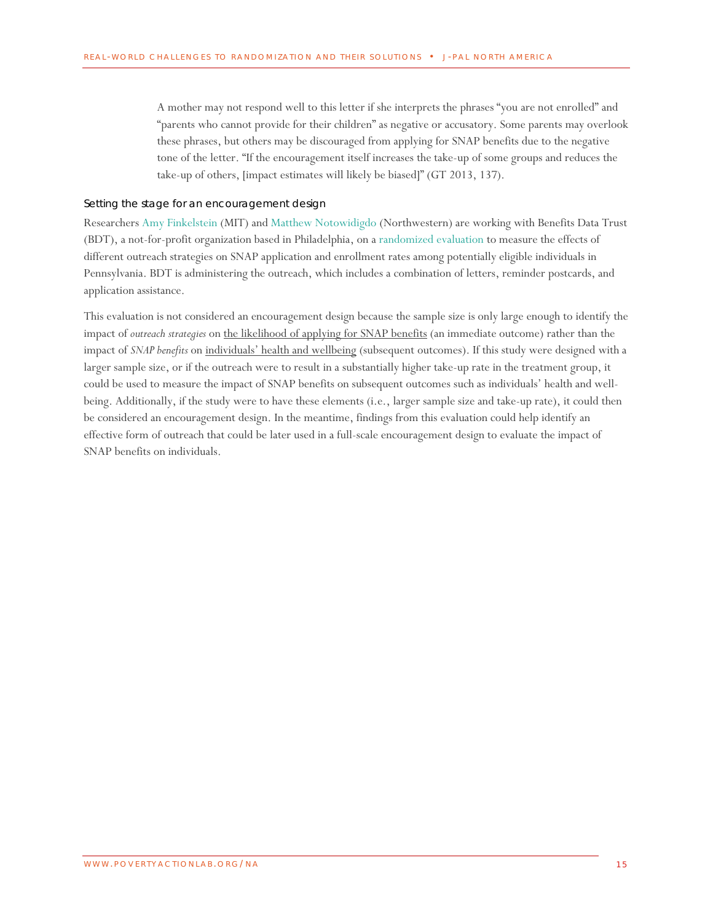> A mother may not respond well to this letter if she interprets the phrases "you are not enrolled" and "parents who cannot provide for their children" as negative or accusatory. Some parents may overlook these phrases, but others may be discouraged from applying for SNAP benefits due to the negative tone of the letter. "If the encouragement itself increases the take-up of some groups and reduces the take-up of others, [impact estimates will likely be biased]" (GT 2013, 137).

### Setting the stage for an encouragement design

Researchers Amy Finkelstein (MIT) and Matthew Notowidigdo (Northwestern) are working with Benefits Data Trust (BDT), a not-for-profit organization based in Philadelphia, on a randomized evaluation to measure the effects of different outreach strategies on SNAP application and enrollment rates among potentially eligible individuals in Pennsylvania. BDT is administering the outreach, which includes a combination of letters, reminder postcards, and application assistance.

This evaluation is not considered an encouragement design because the sample size is only large enough to identify the impact of *outreach strategies* on <u>the likelihood of applying for SNAP benefits</u> (an immediate outcome) rather than the impact of *SNAP benefits* on <u>individuals' health and wellbeing</u> (subsequent outcomes). If this study were designed with a larger sample size, or if the outreach were to result in a substantially higher take-up rate in the treatment group, it could be used to measure the impact of SNAP benefits on subsequent outcomes such as individuals' health and well-being. Additionally, if the study were to have these elements (i.e., larger sample size and take-up rate), it could then be considered an encouragement design. In the meantime, findings from this evaluation could help identify an effective form of outreach that could be later used in a full-scale encouragement design to evaluate the impact of SNAP benefits on individuals.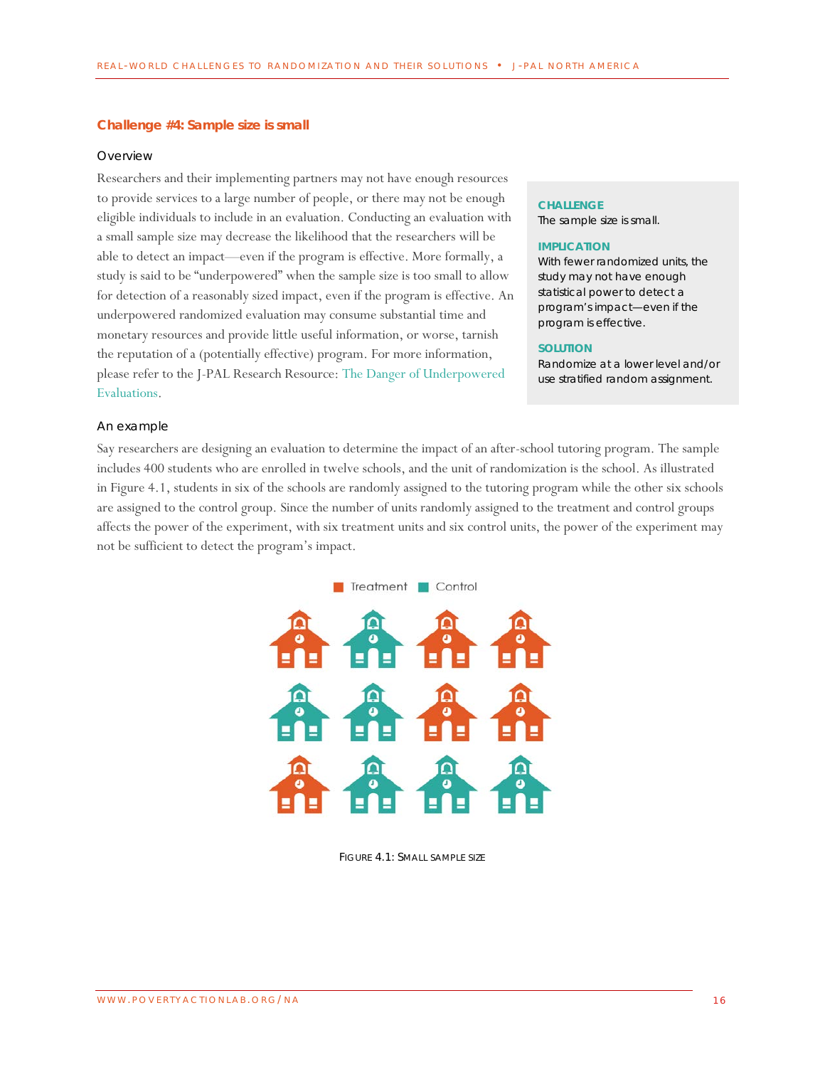## Challenge #4: Sample size is small

### Overview

Researchers and their implementing partners may not have enough resources to provide services to a large number of people, or there may not be enough eligible individuals to include in an evaluation. Conducting an evaluation with a small sample size may decrease the likelihood that the researchers will be able to detect an impact—even if the program is effective. More formally, a study is said to be "underpowered" when the sample size is too small to allow for detection of a reasonably sized impact, even if the program is effective. An underpowered randomized evaluation may consume substantial time and monetary resources and provide little useful information, or worse, tarnish the reputation of a (potentially effective) program. For more information, please refer to the J-PAL Research Resource: The Danger of Underpowered Evaluations.

> **CHALLENGE**
> The sample size is small.
>
> **IMPLICATION**
> With fewer randomized units, the study may not have enough statistical power to detect a program's impact—even if the program is effective.
>
> **SOLUTION**
> Randomize at a lower level and/or use stratified random assignment.

### An example

Say researchers are designing an evaluation to determine the impact of an after-school tutoring program. The sample includes 400 students who are enrolled in twelve schools, and the unit of randomization is the school. As illustrated in Figure 4.1, students in six of the schools are randomly assigned to the tutoring program while the other six schools are assigned to the control group. Since the number of units randomly assigned to the treatment and control groups affects the power of the experiment, with six treatment units and six control units, the power of the experiment may not be sufficient to detect the program's impact.

Figure 4.1: Small sample size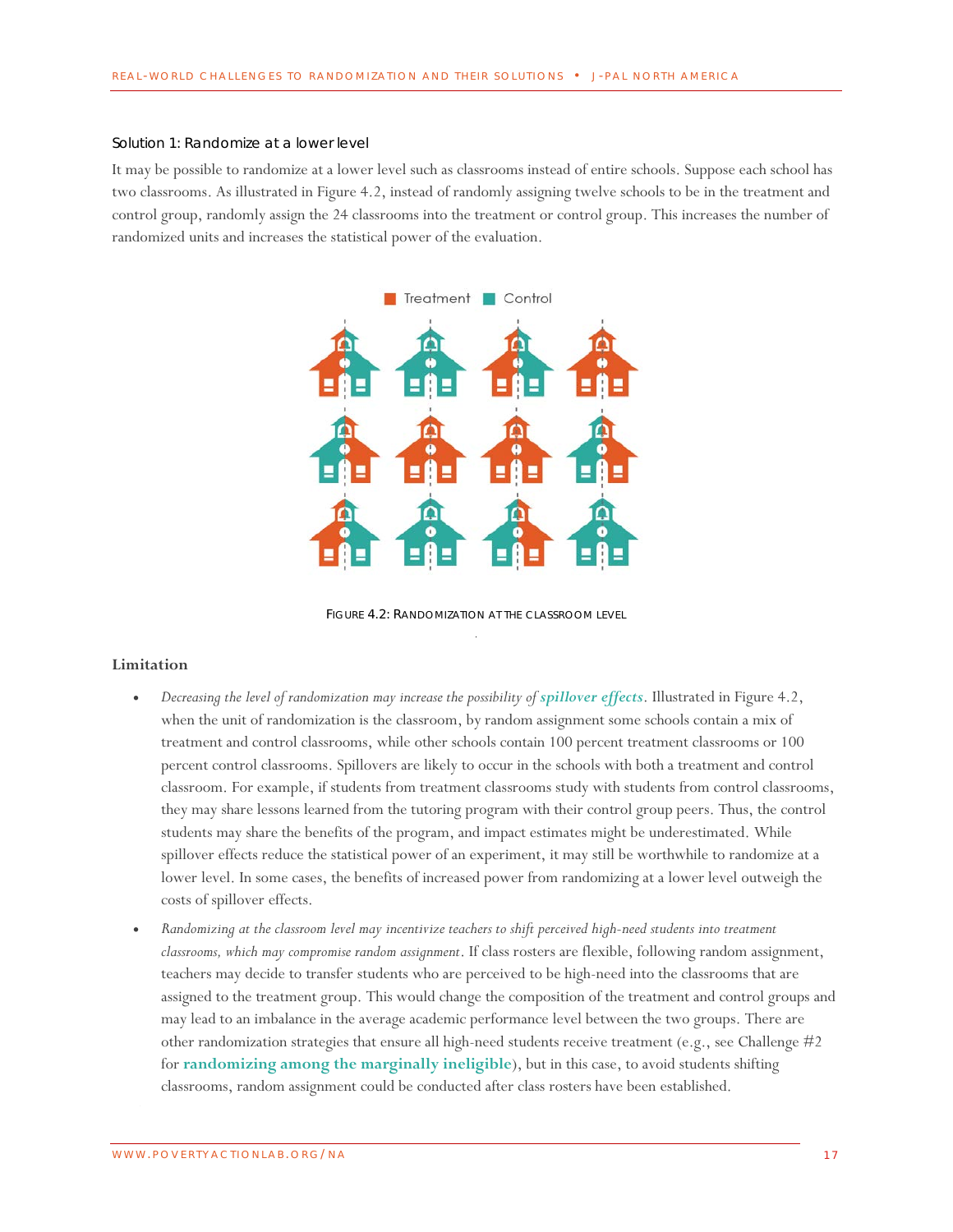### Solution 1: Randomize at a lower level

It may be possible to randomize at a lower level such as classrooms instead of entire schools. Suppose each school has two classrooms. As illustrated in Figure 4.2, instead of randomly assigning twelve schools to be in the treatment and control group, randomly assign the 24 classrooms into the treatment or control group. This increases the number of randomized units and increases the statistical power of the evaluation.

Figure 4.2: Randomization at the classroom level

**Limitation**

- *Decreasing the level of randomization may increase the possibility of* ***spillover effects***. Illustrated in Figure 4.2, when the unit of randomization is the classroom, by random assignment some schools contain a mix of treatment and control classrooms, while other schools contain 100 percent treatment classrooms or 100 percent control classrooms. Spillovers are likely to occur in the schools with both a treatment and control classroom. For example, if students from treatment classrooms study with students from control classrooms, they may share lessons learned from the tutoring program with their control group peers. Thus, the control students may share the benefits of the program, and impact estimates might be underestimated. While spillover effects reduce the statistical power of an experiment, it may still be worthwhile to randomize at a lower level. In some cases, the benefits of increased power from randomizing at a lower level outweigh the costs of spillover effects.
- *Randomizing at the classroom level may incentivize teachers to shift perceived high-need students into treatment classrooms, which may compromise random assignment*. If class rosters are flexible, following random assignment, teachers may decide to transfer students who are perceived to be high-need into the classrooms that are assigned to the treatment group. This would change the composition of the treatment and control groups and may lead to an imbalance in the average academic performance level between the two groups. There are other randomization strategies that ensure all high-need students receive treatment (e.g., see Challenge #2 for **randomizing among the marginally ineligible**), but in this case, to avoid students shifting classrooms, random assignment could be conducted after class rosters have been established.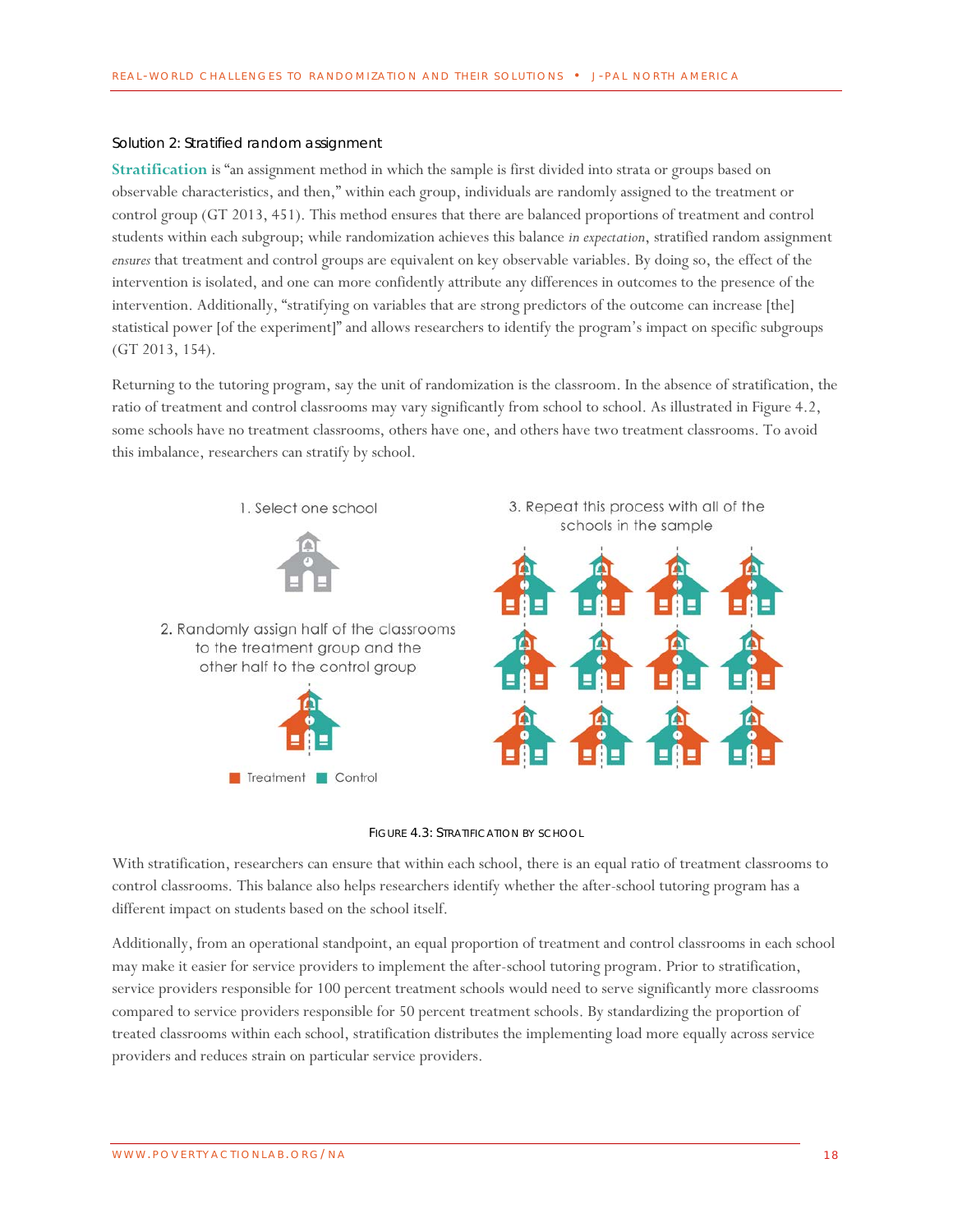### Solution 2: Stratified random assignment

**Stratification** is "an assignment method in which the sample is first divided into strata or groups based on observable characteristics, and then," within each group, individuals are randomly assigned to the treatment or control group (GT 2013, 451). This method ensures that there are balanced proportions of treatment and control students within each subgroup; while randomization achieves this balance *in expectation*, stratified random assignment *ensures* that treatment and control groups are equivalent on key observable variables. By doing so, the effect of the intervention is isolated, and one can more confidently attribute any differences in outcomes to the presence of the intervention. Additionally, "stratifying on variables that are strong predictors of the outcome can increase [the] statistical power [of the experiment]" and allows researchers to identify the program's impact on specific subgroups (GT 2013, 154).

Returning to the tutoring program, say the unit of randomization is the classroom. In the absence of stratification, the ratio of treatment and control classrooms may vary significantly from school to school. As illustrated in Figure 4.2, some schools have no treatment classrooms, others have one, and others have two treatment classrooms. To avoid this imbalance, researchers can stratify by school.

1. Select one school

2. Randomly assign half of the classrooms to the treatment group and the other half to the control group

3. Repeat this process with all of the schools in the sample

Treatment  Control

FIGURE 4.3: STRATIFICATION BY SCHOOL

With stratification, researchers can ensure that within each school, there is an equal ratio of treatment classrooms to control classrooms. This balance also helps researchers identify whether the after-school tutoring program has a different impact on students based on the school itself.

Additionally, from an operational standpoint, an equal proportion of treatment and control classrooms in each school may make it easier for service providers to implement the after-school tutoring program. Prior to stratification, service providers responsible for 100 percent treatment schools would need to serve significantly more classrooms compared to service providers responsible for 50 percent treatment schools. By standardizing the proportion of treated classrooms within each school, stratification distributes the implementing load more equally across service providers and reduces strain on particular service providers.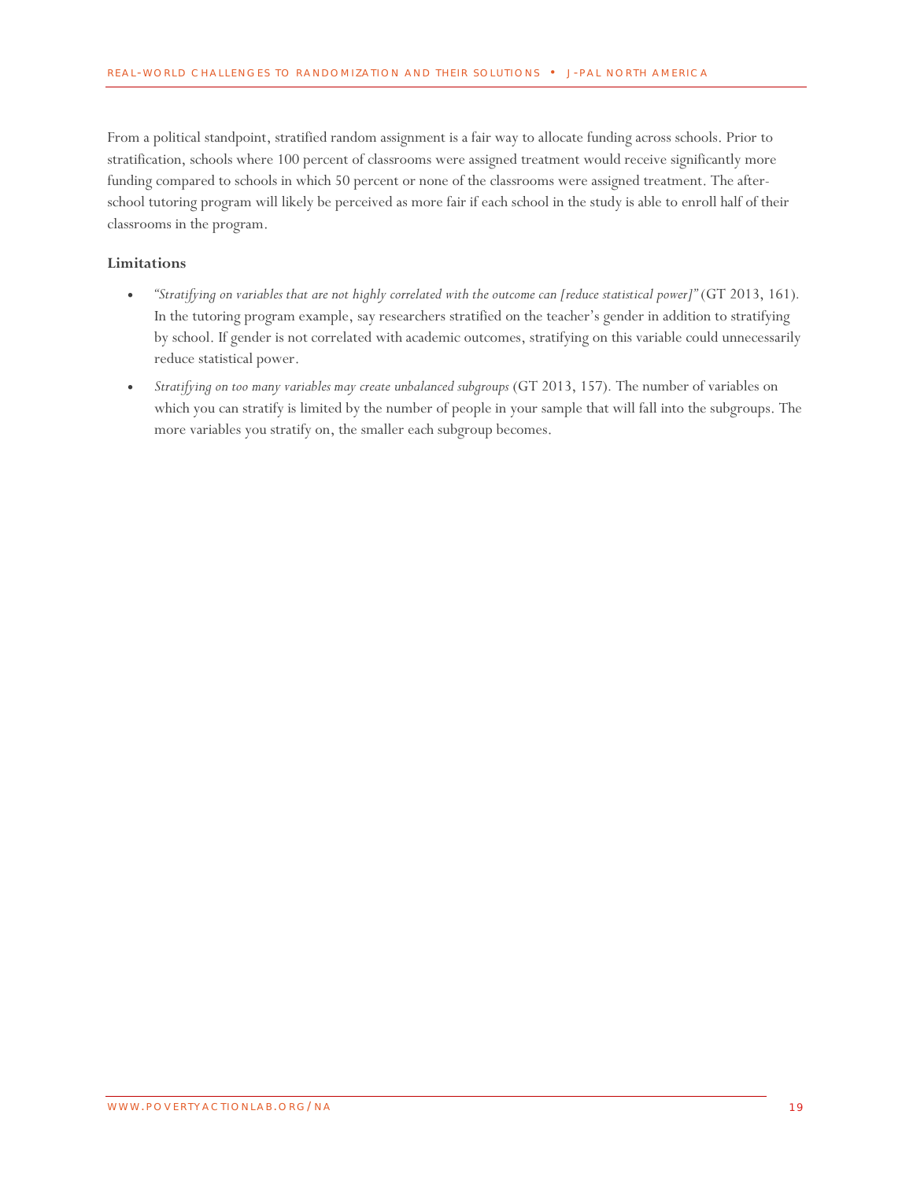From a political standpoint, stratified random assignment is a fair way to allocate funding across schools. Prior to stratification, schools where 100 percent of classrooms were assigned treatment would receive significantly more funding compared to schools in which 50 percent or none of the classrooms were assigned treatment. The after-school tutoring program will likely be perceived as more fair if each school in the study is able to enroll half of their classrooms in the program.

**Limitations**

- *"Stratifying on variables that are not highly correlated with the outcome can [reduce statistical power]"* (GT 2013, 161). In the tutoring program example, say researchers stratified on the teacher's gender in addition to stratifying by school. If gender is not correlated with academic outcomes, stratifying on this variable could unnecessarily reduce statistical power.
- *Stratifying on too many variables may create unbalanced subgroups* (GT 2013, 157). The number of variables on which you can stratify is limited by the number of people in your sample that will fall into the subgroups. The more variables you stratify on, the smaller each subgroup becomes.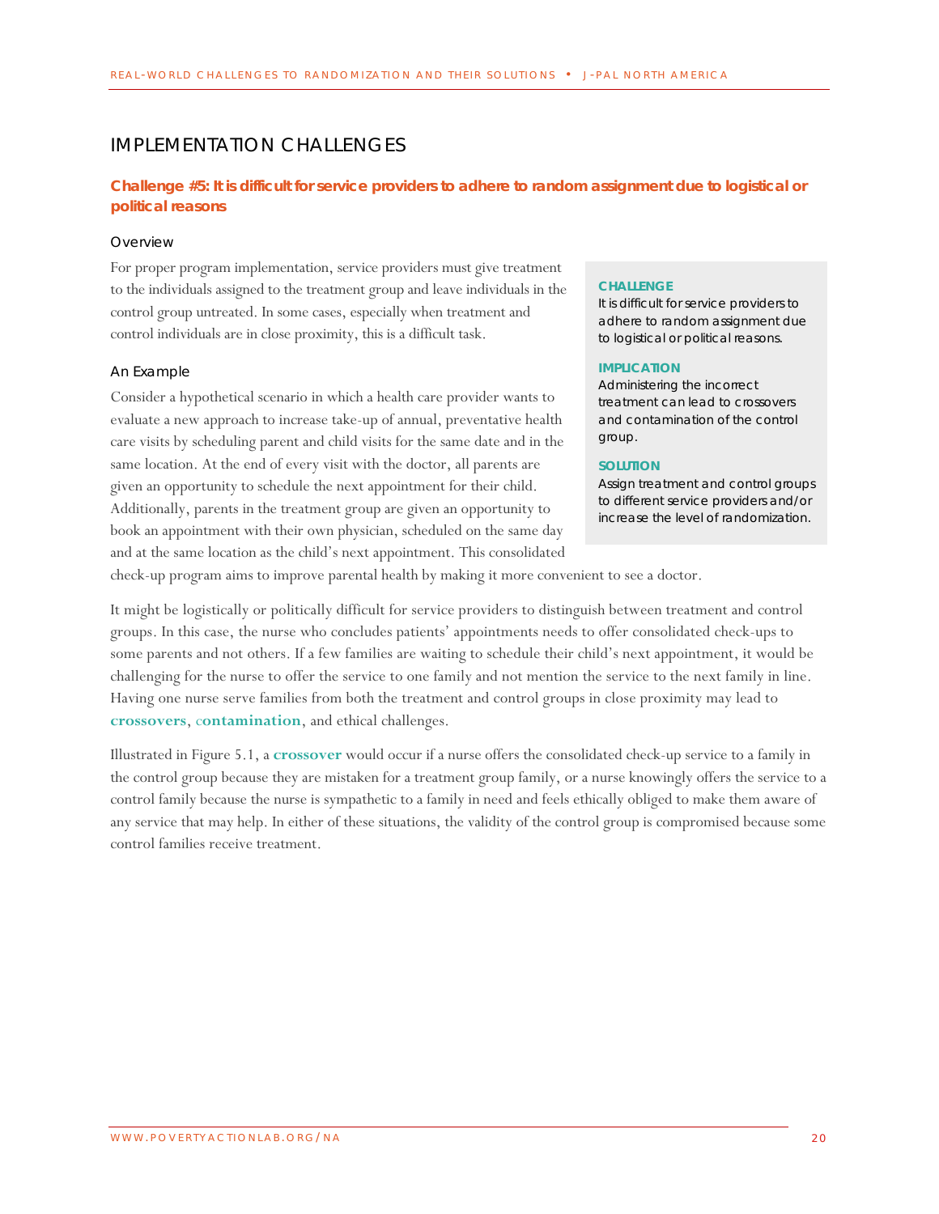# IMPLEMENTATION CHALLENGES

## Challenge #5: It is difficult for service providers to adhere to random assignment due to logistical or political reasons

### Overview

For proper program implementation, service providers must give treatment to the individuals assigned to the treatment group and leave individuals in the control group untreated. In some cases, especially when treatment and control individuals are in close proximity, this is a difficult task.

> **CHALLENGE**
> It is difficult for service providers to adhere to random assignment due to logistical or political reasons.
>
> **IMPLICATION**
> Administering the incorrect treatment can lead to crossovers and contamination of the control group.
>
> **SOLUTION**
> Assign treatment and control groups to different service providers and/or increase the level of randomization.

### An Example

Consider a hypothetical scenario in which a health care provider wants to evaluate a new approach to increase take-up of annual, preventative health care visits by scheduling parent and child visits for the same date and in the same location. At the end of every visit with the doctor, all parents are given an opportunity to schedule the next appointment for their child. Additionally, parents in the treatment group are given an opportunity to book an appointment with their own physician, scheduled on the same day and at the same location as the child's next appointment. This consolidated check-up program aims to improve parental health by making it more convenient to see a doctor.

It might be logistically or politically difficult for service providers to distinguish between treatment and control groups. In this case, the nurse who concludes patients' appointments needs to offer consolidated check-ups to some parents and not others. If a few families are waiting to schedule their child's next appointment, it would be challenging for the nurse to offer the service to one family and not mention the service to the next family in line. Having one nurse serve families from both the treatment and control groups in close proximity may lead to **crossovers**, **contamination**, and ethical challenges.

Illustrated in Figure 5.1, a **crossover** would occur if a nurse offers the consolidated check-up service to a family in the control group because they are mistaken for a treatment group family, or a nurse knowingly offers the service to a control family because the nurse is sympathetic to a family in need and feels ethically obliged to make them aware of any service that may help. In either of these situations, the validity of the control group is compromised because some control families receive treatment.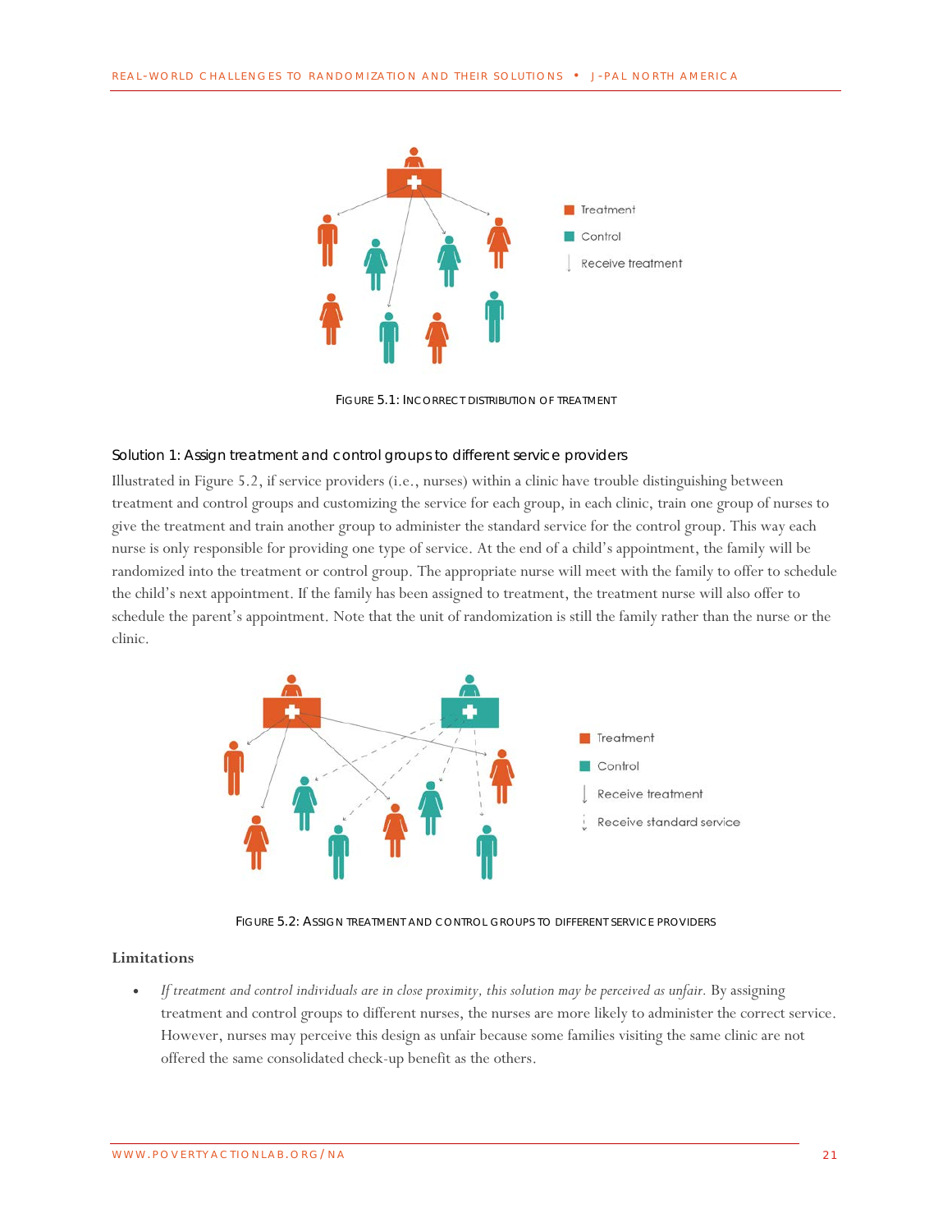FIGURE 5.1: INCORRECT DISTRIBUTION OF TREATMENT

### Solution 1: Assign treatment and control groups to different service providers

Illustrated in Figure 5.2, if service providers (i.e., nurses) within a clinic have trouble distinguishing between treatment and control groups and customizing the service for each group, in each clinic, train one group of nurses to give the treatment and train another group to administer the standard service for the control group. This way each nurse is only responsible for providing one type of service. At the end of a child's appointment, the family will be randomized into the treatment or control group. The appropriate nurse will meet with the family to offer to schedule the child's next appointment. If the family has been assigned to treatment, the treatment nurse will also offer to schedule the parent's appointment. Note that the unit of randomization is still the family rather than the nurse or the clinic.

FIGURE 5.2: ASSIGN TREATMENT AND CONTROL GROUPS TO DIFFERENT SERVICE PROVIDERS

#### Limitations

- *If treatment and control individuals are in close proximity, this solution may be perceived as unfair.* By assigning treatment and control groups to different nurses, the nurses are more likely to administer the correct service. However, nurses may perceive this design as unfair because some families visiting the same clinic are not offered the same consolidated check-up benefit as the others.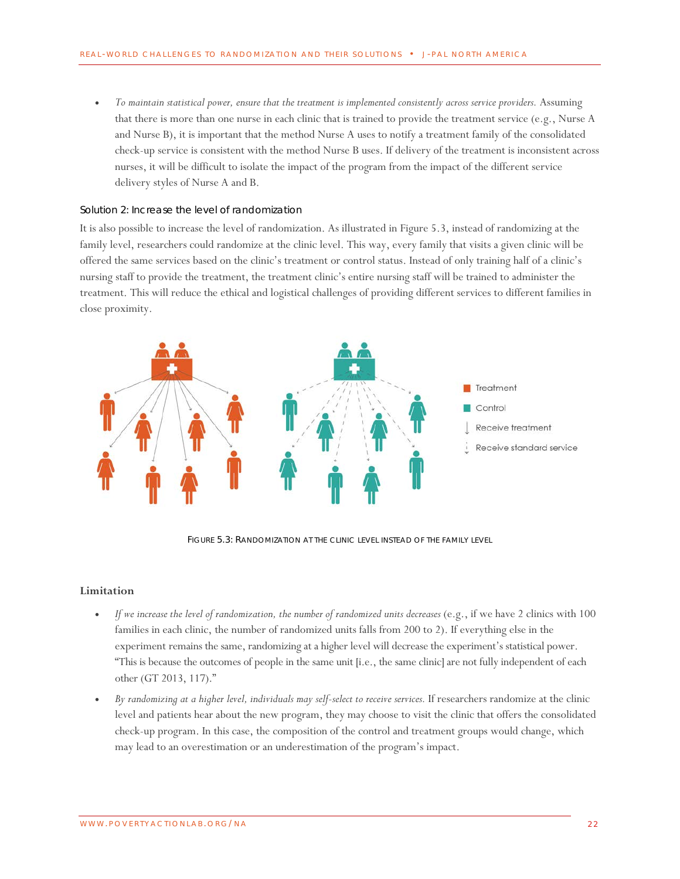- *To maintain statistical power, ensure that the treatment is implemented consistently across service providers.* Assuming that there is more than one nurse in each clinic that is trained to provide the treatment service (e.g., Nurse A and Nurse B), it is important that the method Nurse A uses to notify a treatment family of the consolidated check-up service is consistent with the method Nurse B uses. If delivery of the treatment is inconsistent across nurses, it will be difficult to isolate the impact of the program from the impact of the different service delivery styles of Nurse A and B.

### Solution 2: Increase the level of randomization

It is also possible to increase the level of randomization. As illustrated in Figure 5.3, instead of randomizing at the family level, researchers could randomize at the clinic level. This way, every family that visits a given clinic will be offered the same services based on the clinic's treatment or control status. Instead of only training half of a clinic's nursing staff to provide the treatment, the treatment clinic's entire nursing staff will be trained to administer the treatment. This will reduce the ethical and logistical challenges of providing different services to different families in close proximity.

Treatment

Control

Receive treatment

Receive standard service

FIGURE 5.3: RANDOMIZATION AT THE CLINIC LEVEL INSTEAD OF THE FAMILY LEVEL

**Limitation**

- *If we increase the level of randomization, the number of randomized units decreases* (e.g., if we have 2 clinics with 100 families in each clinic, the number of randomized units falls from 200 to 2). If everything else in the experiment remains the same, randomizing at a higher level will decrease the experiment's statistical power. "This is because the outcomes of people in the same unit [i.e., the same clinic] are not fully independent of each other (GT 2013, 117)."
- *By randomizing at a higher level, individuals may self-select to receive services.* If researchers randomize at the clinic level and patients hear about the new program, they may choose to visit the clinic that offers the consolidated check-up program. In this case, the composition of the control and treatment groups would change, which may lead to an overestimation or an underestimation of the program's impact.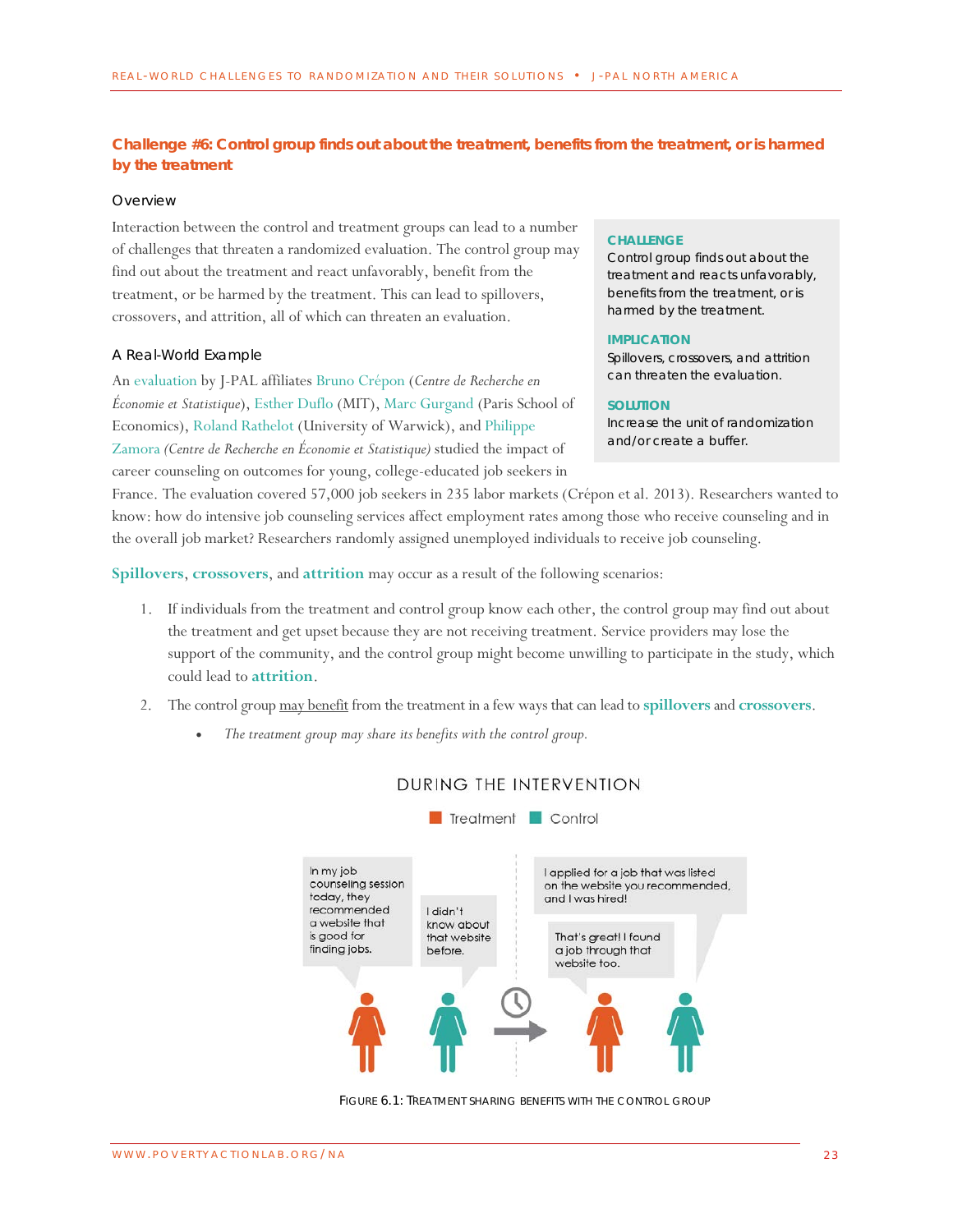## Challenge #6: Control group finds out about the treatment, benefits from the treatment, or is harmed by the treatment

### Overview

Interaction between the control and treatment groups can lead to a number of challenges that threaten a randomized evaluation. The control group may find out about the treatment and react unfavorably, benefit from the treatment, or be harmed by the treatment. This can lead to spillovers, crossovers, and attrition, all of which can threaten an evaluation.

> **CHALLENGE**
> Control group finds out about the treatment and reacts unfavorably, benefits from the treatment, or is harmed by the treatment.
>
> **IMPLICATION**
> Spillovers, crossovers, and attrition can threaten the evaluation.
>
> **SOLUTION**
> Increase the unit of randomization and/or create a buffer.

### A Real-World Example

An evaluation by J-PAL affiliates Bruno Crépon (*Centre de Recherche en Économie et Statistique*), Esther Duflo (MIT), Marc Gurgand (Paris School of Economics), Roland Rathelot (University of Warwick), and Philippe Zamora *(Centre de Recherche en Économie et Statistique)* studied the impact of career counseling on outcomes for young, college-educated job seekers in France. The evaluation covered 57,000 job seekers in 235 labor markets (Crépon et al. 2013). Researchers wanted to know: how do intensive job counseling services affect employment rates among those who receive counseling and in the overall job market? Researchers randomly assigned unemployed individuals to receive job counseling.

**Spillovers**, **crossovers**, and **attrition** may occur as a result of the following scenarios:

1. If individuals from the treatment and control group know each other, the control group may find out about the treatment and get upset because they are not receiving treatment. Service providers may lose the support of the community, and the control group might become unwilling to participate in the study, which could lead to **attrition**.
2. The control group may benefit from the treatment in a few ways that can lead to **spillovers** and **crossovers**.
   - *The treatment group may share its benefits with the control group.*

DURING THE INTERVENTION

Treatment | Control

In my job counseling session today, they recommended a website that is good for finding jobs.

I didn't know about that website before.

I applied for a job that was listed on the website you recommended, and I was hired!

That's great! I found a job through that website too.

FIGURE 6.1: TREATMENT SHARING BENEFITS WITH THE CONTROL GROUP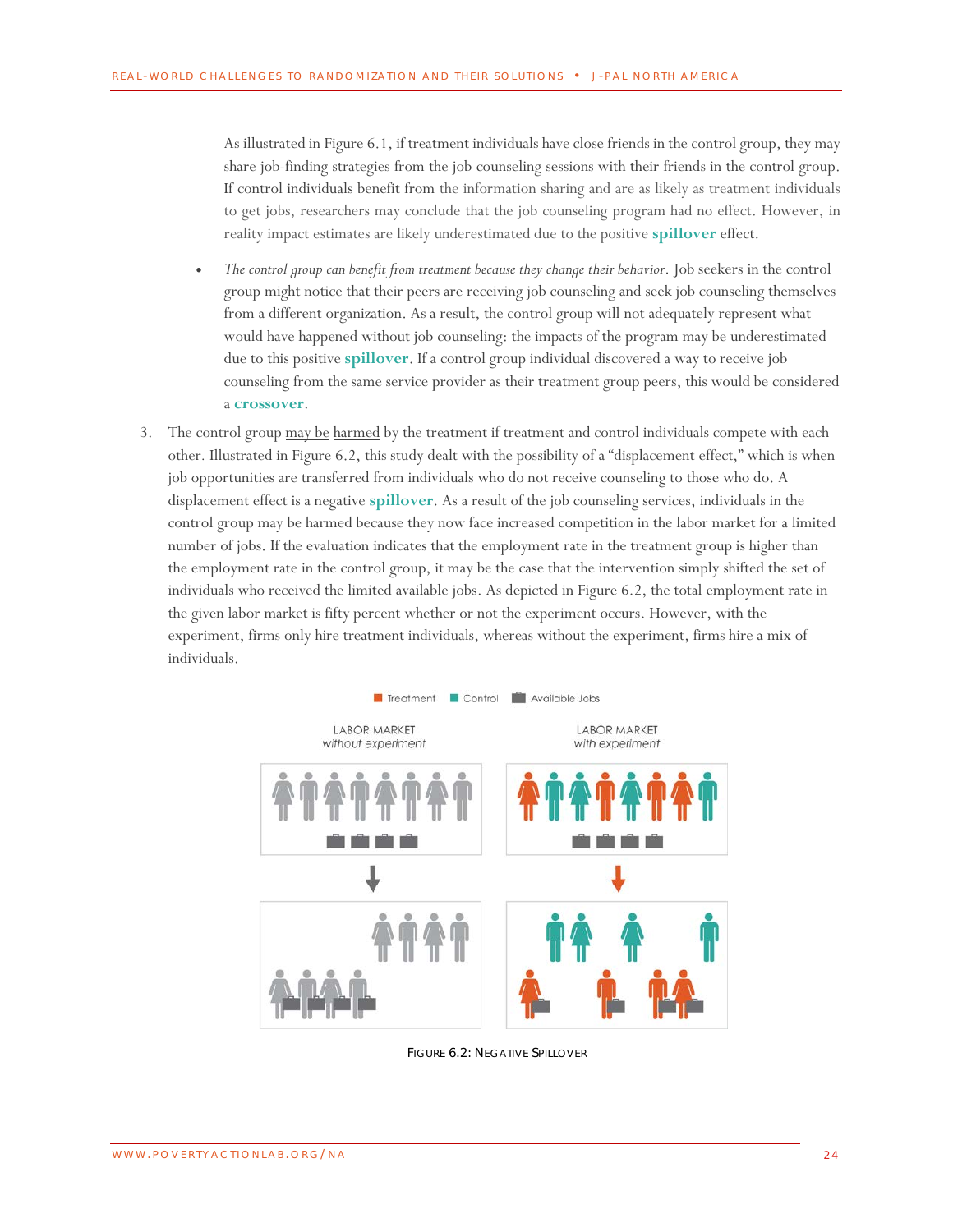As illustrated in Figure 6.1, if treatment individuals have close friends in the control group, they may share job-finding strategies from the job counseling sessions with their friends in the control group. If control individuals benefit from the information sharing and are as likely as treatment individuals to get jobs, researchers may conclude that the job counseling program had no effect. However, in reality impact estimates are likely underestimated due to the positive **spillover** effect.

- *The control group can benefit from treatment because they change their behavior*. Job seekers in the control group might notice that their peers are receiving job counseling and seek job counseling themselves from a different organization. As a result, the control group will not adequately represent what would have happened without job counseling: the impacts of the program may be underestimated due to this positive **spillover**. If a control group individual discovered a way to receive job counseling from the same service provider as their treatment group peers, this would be considered a **crossover**.

3. The control group may be harmed by the treatment if treatment and control individuals compete with each other. Illustrated in Figure 6.2, this study dealt with the possibility of a "displacement effect," which is when job opportunities are transferred from individuals who do not receive counseling to those who do. A displacement effect is a negative **spillover**. As a result of the job counseling services, individuals in the control group may be harmed because they now face increased competition in the labor market for a limited number of jobs. If the evaluation indicates that the employment rate in the treatment group is higher than the employment rate in the control group, it may be the case that the intervention simply shifted the set of individuals who received the limited available jobs. As depicted in Figure 6.2, the total employment rate in the given labor market is fifty percent whether or not the experiment occurs. However, with the experiment, firms only hire treatment individuals, whereas without the experiment, firms hire a mix of individuals.

Figure 6.2: Negative Spillover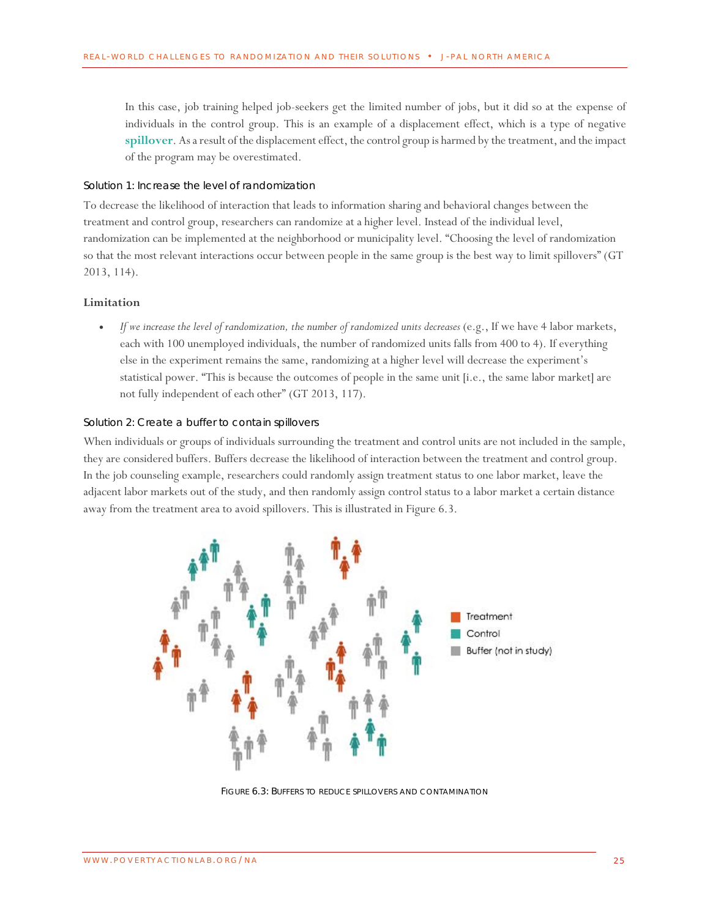In this case, job training helped job-seekers get the limited number of jobs, but it did so at the expense of individuals in the control group. This is an example of a displacement effect, which is a type of negative **spillover**. As a result of the displacement effect, the control group is harmed by the treatment, and the impact of the program may be overestimated.

### Solution 1: Increase the level of randomization

To decrease the likelihood of interaction that leads to information sharing and behavioral changes between the treatment and control group, researchers can randomize at a higher level. Instead of the individual level, randomization can be implemented at the neighborhood or municipality level. "Choosing the level of randomization so that the most relevant interactions occur between people in the same group is the best way to limit spillovers" (GT 2013, 114).

**Limitation**

- *If we increase the level of randomization, the number of randomized units decreases* (e.g., If we have 4 labor markets, each with 100 unemployed individuals, the number of randomized units falls from 400 to 4). If everything else in the experiment remains the same, randomizing at a higher level will decrease the experiment's statistical power. "This is because the outcomes of people in the same unit [i.e., the same labor market] are not fully independent of each other" (GT 2013, 117).

### Solution 2: Create a buffer to contain spillovers

When individuals or groups of individuals surrounding the treatment and control units are not included in the sample, they are considered buffers. Buffers decrease the likelihood of interaction between the treatment and control group. In the job counseling example, researchers could randomly assign treatment status to one labor market, leave the adjacent labor markets out of the study, and then randomly assign control status to a labor market a certain distance away from the treatment area to avoid spillovers. This is illustrated in Figure 6.3.

Treatment
Control
Buffer (not in study)

FIGURE 6.3: BUFFERS TO REDUCE SPILLOVERS AND CONTAMINATION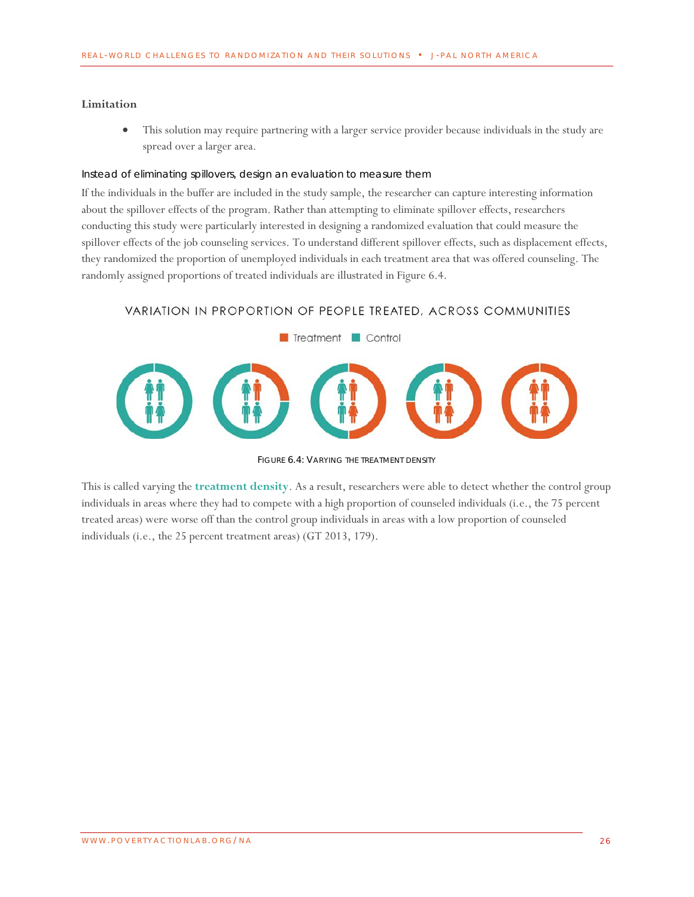**Limitation**

- This solution may require partnering with a larger service provider because individuals in the study are spread over a larger area.

### Instead of eliminating spillovers, design an evaluation to measure them

If the individuals in the buffer are included in the study sample, the researcher can capture interesting information about the spillover effects of the program. Rather than attempting to eliminate spillover effects, researchers conducting this study were particularly interested in designing a randomized evaluation that could measure the spillover effects of the job counseling services. To understand different spillover effects, such as displacement effects, they randomized the proportion of unemployed individuals in each treatment area that was offered counseling. The randomly assigned proportions of treated individuals are illustrated in Figure 6.4.

VARIATION IN PROPORTION OF PEOPLE TREATED, ACROSS COMMUNITIES

Treatment Control

FIGURE 6.4: VARYING THE TREATMENT DENSITY

This is called varying the **treatment density**. As a result, researchers were able to detect whether the control group individuals in areas where they had to compete with a high proportion of counseled individuals (i.e., the 75 percent treated areas) were worse off than the control group individuals in areas with a low proportion of counseled individuals (i.e., the 25 percent treatment areas) (GT 2013, 179).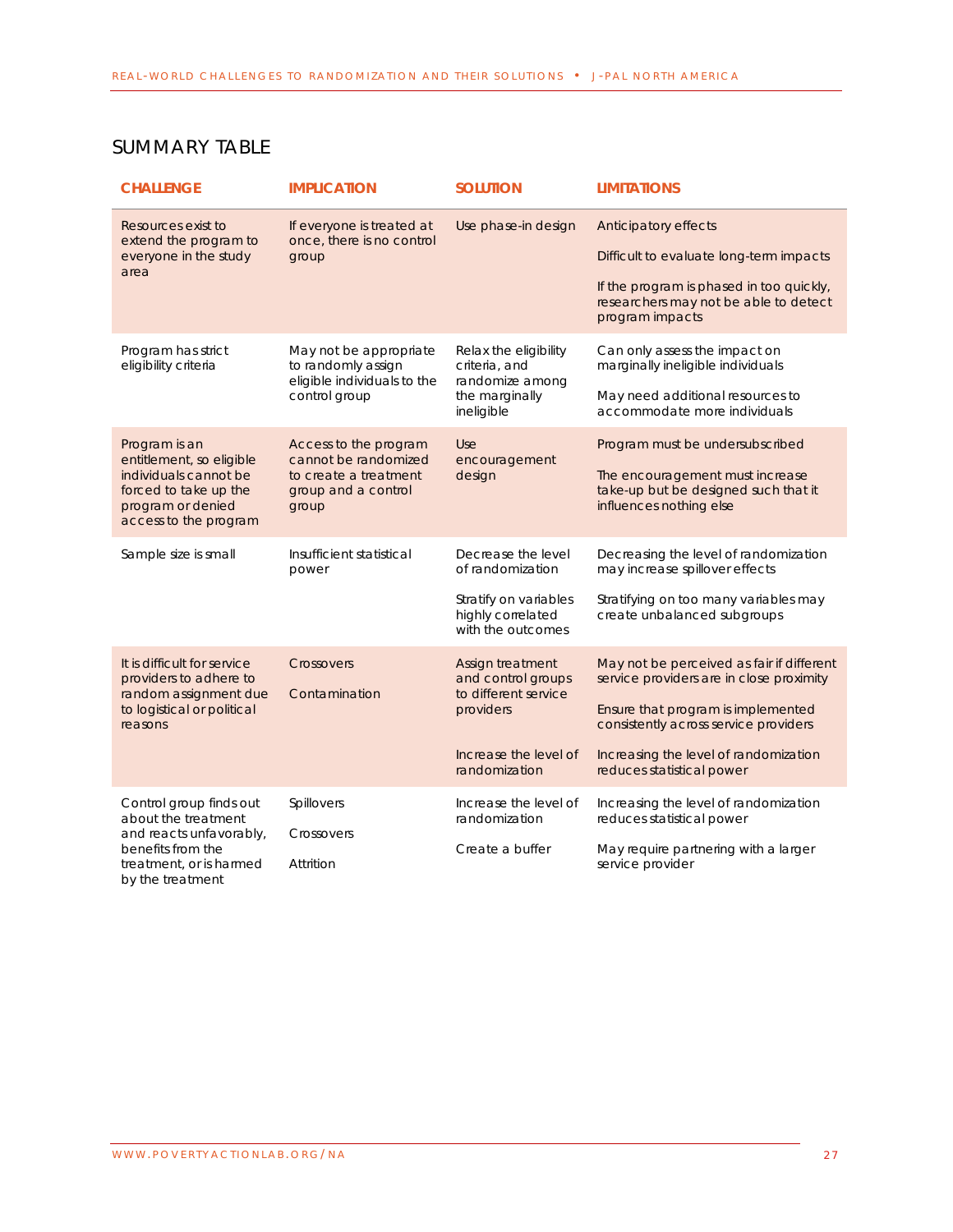## SUMMARY TABLE

| CHALLENGE | IMPLICATION | SOLUTION | LIMITATIONS |
|---|---|---|---|
| Resources exist to extend the program to everyone in the study area | If everyone is treated at once, there is no control group | Use phase-in design | Anticipatory effects<br><br>Difficult to evaluate long-term impacts<br><br>If the program is phased in too quickly, researchers may not be able to detect program impacts |
| Program has strict eligibility criteria | May not be appropriate to randomly assign eligible individuals to the control group | Relax the eligibility criteria, and randomize among the marginally ineligible | Can only assess the impact on marginally ineligible individuals<br><br>May need additional resources to accommodate more individuals |
| Program is an entitlement, so eligible individuals cannot be forced to take up the program or denied access to the program | Access to the program cannot be randomized to create a treatment group and a control group | Use encouragement design | Program must be undersubscribed<br><br>The encouragement must increase take-up but be designed such that it influences nothing else |
| Sample size is small | Insufficient statistical power | Decrease the level of randomization<br><br>Stratify on variables highly correlated with the outcomes | Decreasing the level of randomization may increase spillover effects<br><br>Stratifying on too many variables may create unbalanced subgroups |
| It is difficult for service providers to adhere to random assignment due to logistical or political reasons | Crossovers<br><br>Contamination | Assign treatment and control groups to different service providers<br><br>Increase the level of randomization | May not be perceived as fair if different service providers are in close proximity<br><br>Ensure that program is implemented consistently across service providers<br><br>Increasing the level of randomization reduces statistical power |
| Control group finds out about the treatment and reacts unfavorably, benefits from the treatment, or is harmed by the treatment | Spillovers<br><br>Crossovers<br><br>Attrition | Increase the level of randomization<br><br>Create a buffer | Increasing the level of randomization reduces statistical power<br><br>May require partnering with a larger service provider |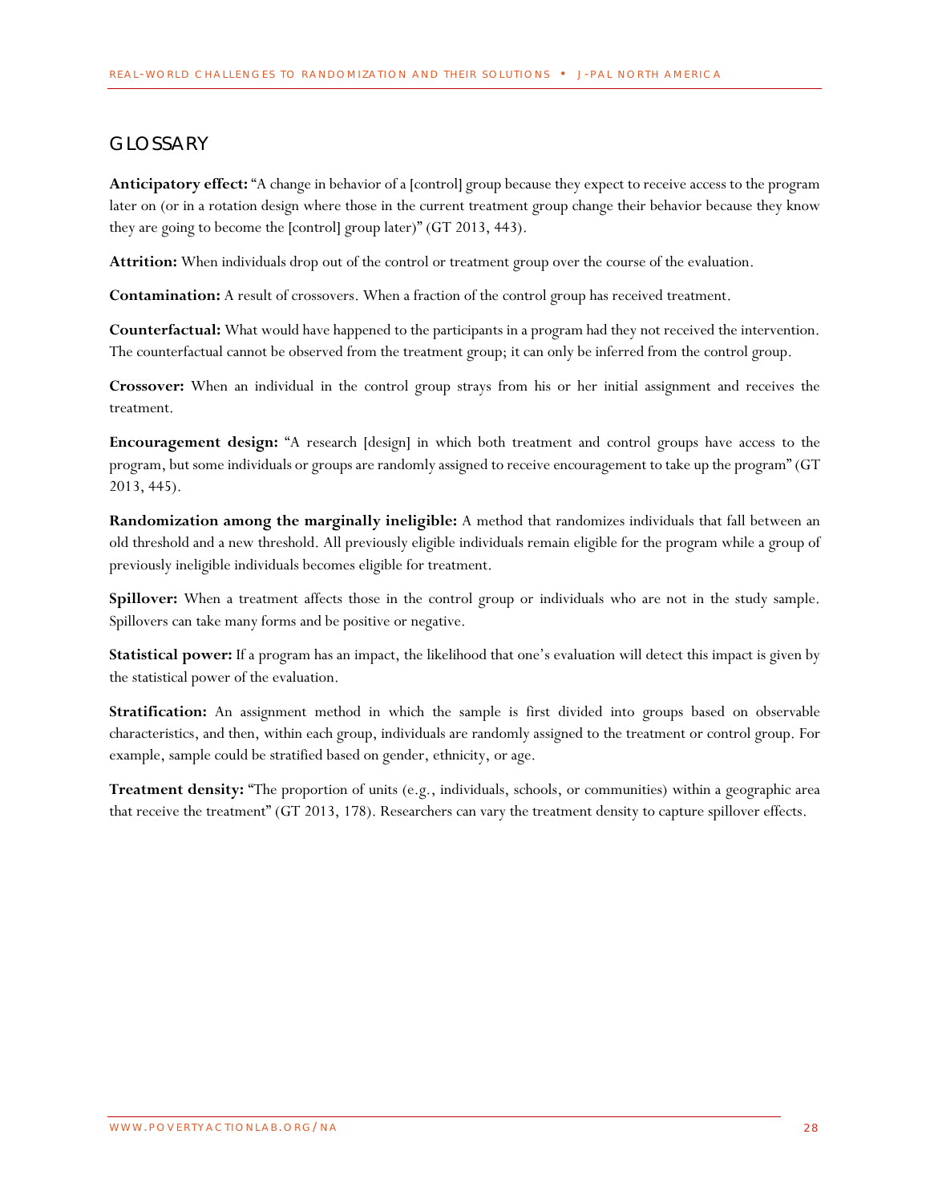## GLOSSARY

**Anticipatory effect:** "A change in behavior of a [control] group because they expect to receive access to the program later on (or in a rotation design where those in the current treatment group change their behavior because they know they are going to become the [control] group later)" (GT 2013, 443).

**Attrition:** When individuals drop out of the control or treatment group over the course of the evaluation.

**Contamination:** A result of crossovers. When a fraction of the control group has received treatment.

**Counterfactual:** What would have happened to the participants in a program had they not received the intervention. The counterfactual cannot be observed from the treatment group; it can only be inferred from the control group.

**Crossover:** When an individual in the control group strays from his or her initial assignment and receives the treatment.

**Encouragement design:** "A research [design] in which both treatment and control groups have access to the program, but some individuals or groups are randomly assigned to receive encouragement to take up the program" (GT 2013, 445).

**Randomization among the marginally ineligible:** A method that randomizes individuals that fall between an old threshold and a new threshold. All previously eligible individuals remain eligible for the program while a group of previously ineligible individuals becomes eligible for treatment.

**Spillover:** When a treatment affects those in the control group or individuals who are not in the study sample. Spillovers can take many forms and be positive or negative.

**Statistical power:** If a program has an impact, the likelihood that one's evaluation will detect this impact is given by the statistical power of the evaluation.

**Stratification:** An assignment method in which the sample is first divided into groups based on observable characteristics, and then, within each group, individuals are randomly assigned to the treatment or control group. For example, sample could be stratified based on gender, ethnicity, or age.

**Treatment density:** "The proportion of units (e.g., individuals, schools, or communities) within a geographic area that receive the treatment" (GT 2013, 178). Researchers can vary the treatment density to capture spillover effects.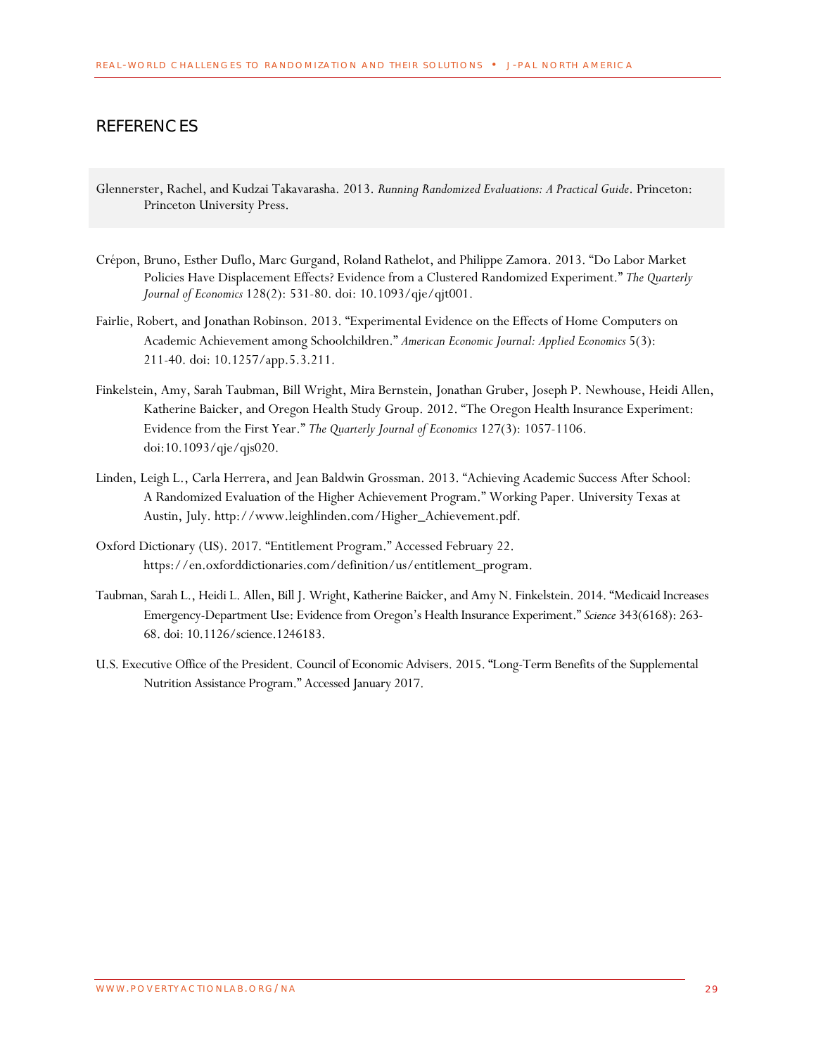## REFERENCES

Glennerster, Rachel, and Kudzai Takavarasha. 2013. *Running Randomized Evaluations: A Practical Guide*. Princeton: Princeton University Press.

Crépon, Bruno, Esther Duflo, Marc Gurgand, Roland Rathelot, and Philippe Zamora. 2013. "Do Labor Market Policies Have Displacement Effects? Evidence from a Clustered Randomized Experiment." *The Quarterly Journal of Economics* 128(2): 531-80. doi: 10.1093/qje/qjt001.

Fairlie, Robert, and Jonathan Robinson. 2013. "Experimental Evidence on the Effects of Home Computers on Academic Achievement among Schoolchildren." *American Economic Journal: Applied Economics* 5(3): 211-40. doi: 10.1257/app.5.3.211.

Finkelstein, Amy, Sarah Taubman, Bill Wright, Mira Bernstein, Jonathan Gruber, Joseph P. Newhouse, Heidi Allen, Katherine Baicker, and Oregon Health Study Group. 2012. "The Oregon Health Insurance Experiment: Evidence from the First Year." *The Quarterly Journal of Economics* 127(3): 1057-1106. doi:10.1093/qje/qjs020.

Linden, Leigh L., Carla Herrera, and Jean Baldwin Grossman. 2013. "Achieving Academic Success After School: A Randomized Evaluation of the Higher Achievement Program." Working Paper. University Texas at Austin, July. http://www.leighlinden.com/Higher_Achievement.pdf.

Oxford Dictionary (US). 2017. "Entitlement Program." Accessed February 22. https://en.oxforddictionaries.com/definition/us/entitlement_program.

Taubman, Sarah L., Heidi L. Allen, Bill J. Wright, Katherine Baicker, and Amy N. Finkelstein. 2014. "Medicaid Increases Emergency-Department Use: Evidence from Oregon's Health Insurance Experiment." *Science* 343(6168): 263-68. doi: 10.1126/science.1246183.

U.S. Executive Office of the President. Council of Economic Advisers. 2015. "Long-Term Benefits of the Supplemental Nutrition Assistance Program." Accessed January 2017.